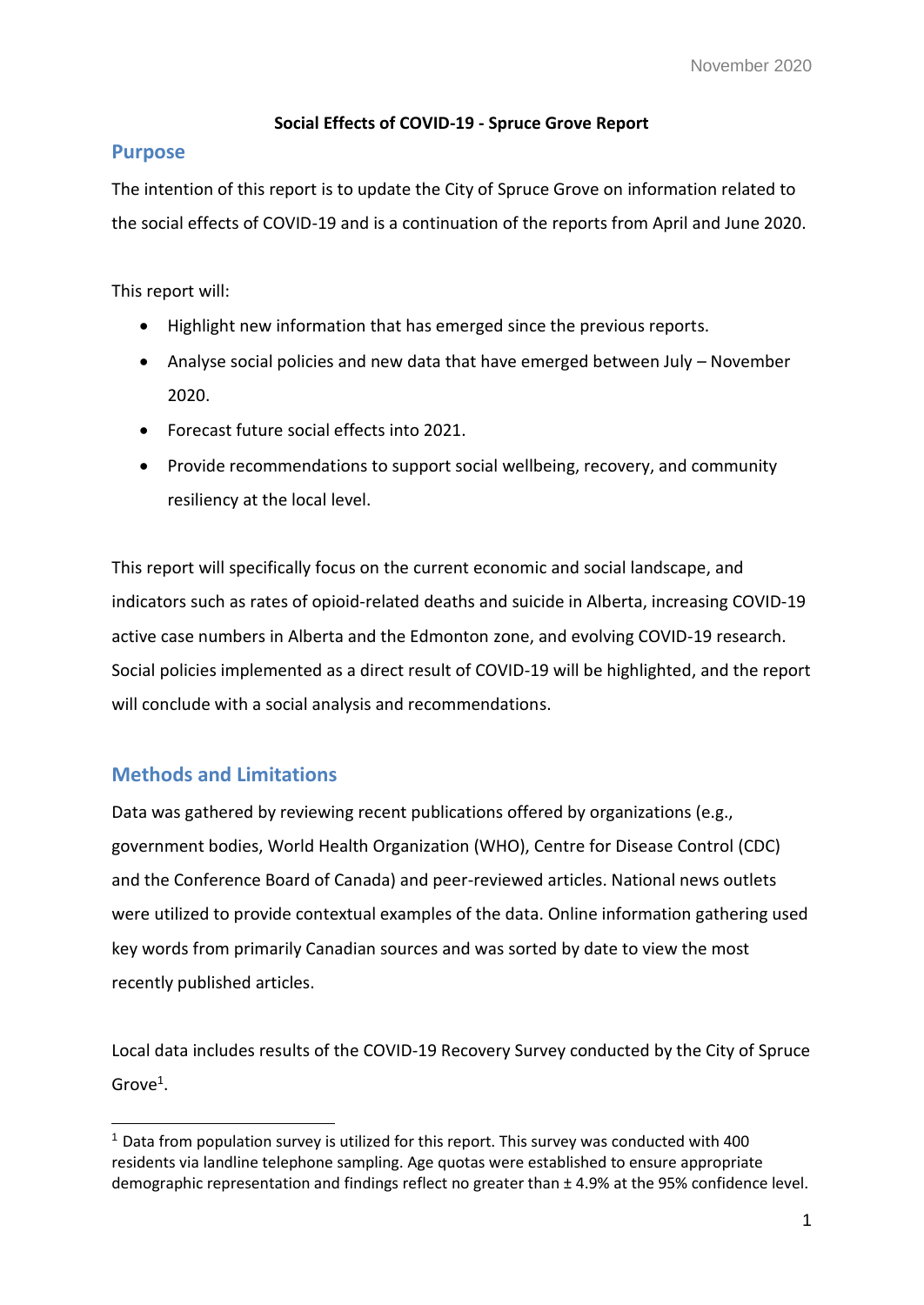**Social Effects of COVID-19 - Spruce Grove Report**

## Purpose

The intention of this report is to update the City of Spruce Grove on information related to the social effects of COVID-19 and is a continuation of the reports from April and June 2020.

This report will:

- Highlight new information that has emerged since the previous reports.
- Analyse social policies and new data that have emerged between July – November 2020.
- Forecast future social effects into 2021.
- Provide recommendations to support social wellbeing, recovery, and community resiliency at the local level.

This report will specifically focus on the current economic and social landscape, and indicators such as rates of opioid-related deaths and suicide in Alberta, increasing COVID-19 active case numbers in Alberta and the Edmonton zone, and evolving COVID-19 research. Social policies implemented as a direct result of COVID-19 will be highlighted, and the report will conclude with a social analysis and recommendations.

## Methods and Limitations

Data was gathered by reviewing recent publications offered by organizations (e.g., government bodies, World Health Organization (WHO), Centre for Disease Control (CDC) and the Conference Board of Canada) and peer-reviewed articles. National news outlets were utilized to provide contextual examples of the data. Online information gathering used key words from primarily Canadian sources and was sorted by date to view the most recently published articles.

Local data includes results of the COVID-19 Recovery Survey conducted by the City of Spruce Grove[1].

[1] Data from population survey is utilized for this report. This survey was conducted with 400 residents via landline telephone sampling. Age quotas were established to ensure appropriate demographic representation and findings reflect no greater than ± 4.9% at the 95% confidence level.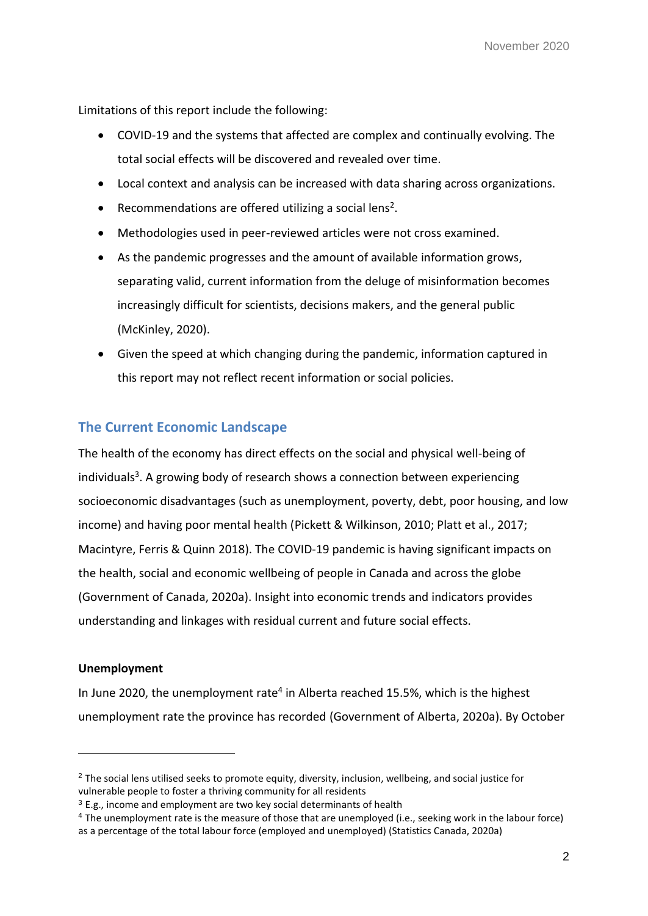Limitations of this report include the following:

- COVID-19 and the systems that affected are complex and continually evolving. The total social effects will be discovered and revealed over time.
- Local context and analysis can be increased with data sharing across organizations.
- Recommendations are offered utilizing a social lens[2].
- Methodologies used in peer-reviewed articles were not cross examined.
- As the pandemic progresses and the amount of available information grows, separating valid, current information from the deluge of misinformation becomes increasingly difficult for scientists, decisions makers, and the general public (McKinley, 2020).
- Given the speed at which changing during the pandemic, information captured in this report may not reflect recent information or social policies.

## The Current Economic Landscape

The health of the economy has direct effects on the social and physical well-being of individuals[3]. A growing body of research shows a connection between experiencing socioeconomic disadvantages (such as unemployment, poverty, debt, poor housing, and low income) and having poor mental health (Pickett & Wilkinson, 2010; Platt et al., 2017; Macintyre, Ferris & Quinn 2018). The COVID-19 pandemic is having significant impacts on the health, social and economic wellbeing of people in Canada and across the globe (Government of Canada, 2020a). Insight into economic trends and indicators provides understanding and linkages with residual current and future social effects.

### Unemployment

In June 2020, the unemployment rate[4] in Alberta reached 15.5%, which is the highest unemployment rate the province has recorded (Government of Alberta, 2020a). By October

---

[2] The social lens utilised seeks to promote equity, diversity, inclusion, wellbeing, and social justice for vulnerable people to foster a thriving community for all residents

[3] E.g., income and employment are two key social determinants of health

[4] The unemployment rate is the measure of those that are unemployed (i.e., seeking work in the labour force) as a percentage of the total labour force (employed and unemployed) (Statistics Canada, 2020a)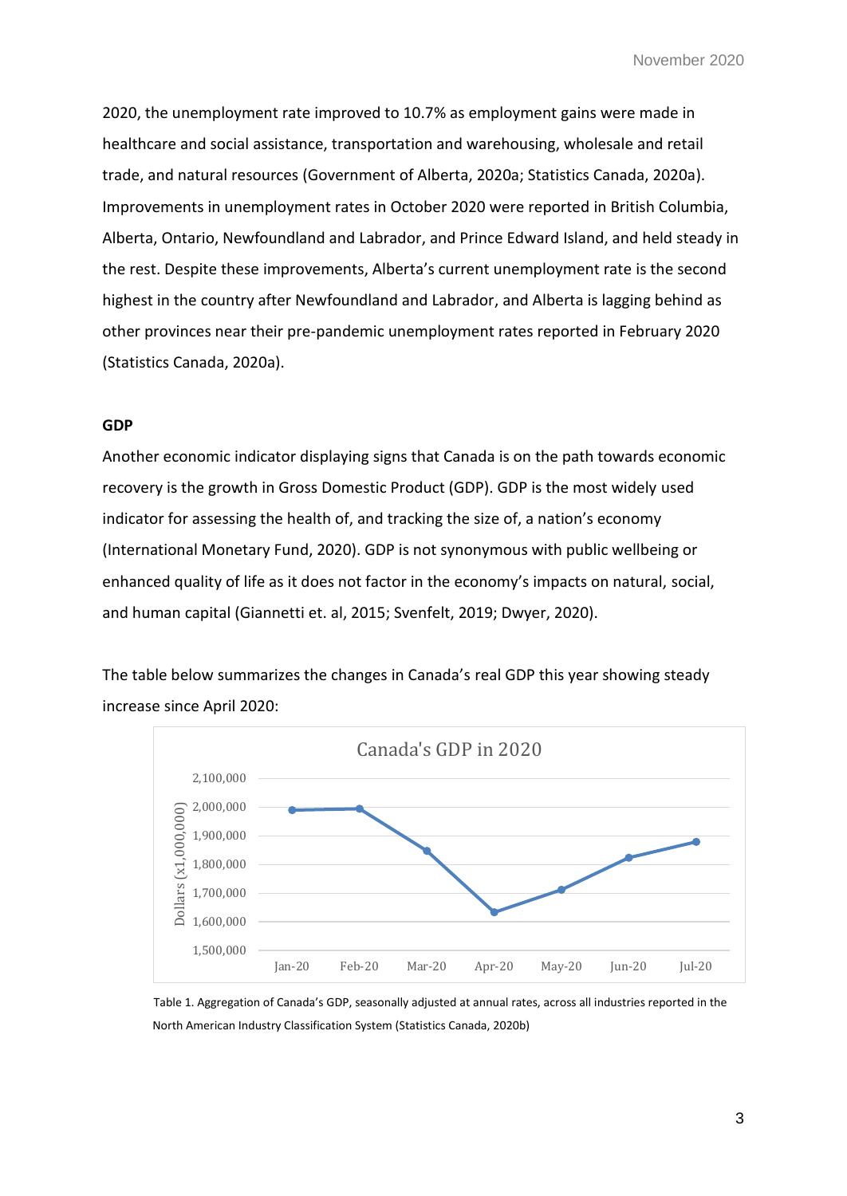2020, the unemployment rate improved to 10.7% as employment gains were made in healthcare and social assistance, transportation and warehousing, wholesale and retail trade, and natural resources (Government of Alberta, 2020a; Statistics Canada, 2020a). Improvements in unemployment rates in October 2020 were reported in British Columbia, Alberta, Ontario, Newfoundland and Labrador, and Prince Edward Island, and held steady in the rest. Despite these improvements, Alberta's current unemployment rate is the second highest in the country after Newfoundland and Labrador, and Alberta is lagging behind as other provinces near their pre-pandemic unemployment rates reported in February 2020 (Statistics Canada, 2020a).

**GDP**

Another economic indicator displaying signs that Canada is on the path towards economic recovery is the growth in Gross Domestic Product (GDP). GDP is the most widely used indicator for assessing the health of, and tracking the size of, a nation's economy (International Monetary Fund, 2020). GDP is not synonymous with public wellbeing or enhanced quality of life as it does not factor in the economy's impacts on natural, social, and human capital (Giannetti et. al, 2015; Svenfelt, 2019; Dwyer, 2020).

The table below summarizes the changes in Canada's real GDP this year showing steady increase since April 2020:

Canada's GDP in 2020

Table 1. Aggregation of Canada's GDP, seasonally adjusted at annual rates, across all industries reported in the North American Industry Classification System (Statistics Canada, 2020b)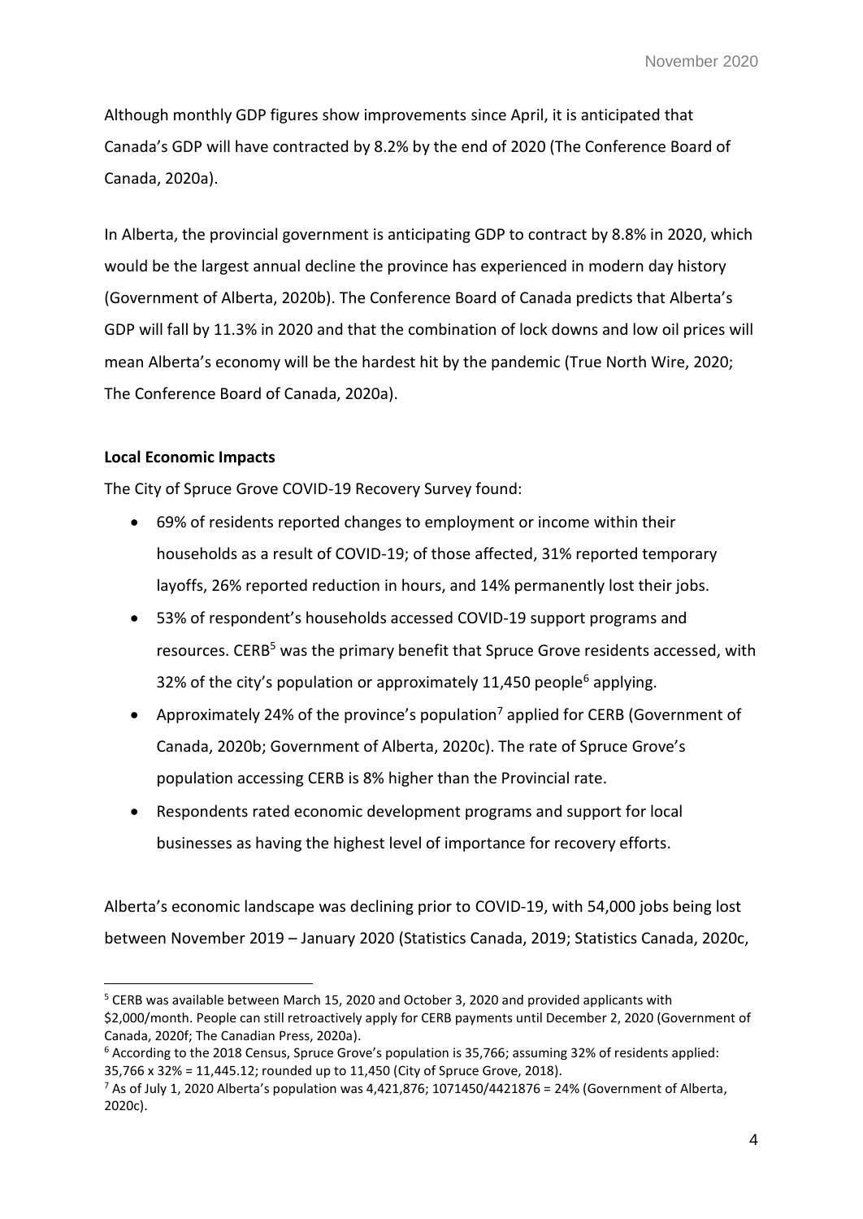Although monthly GDP figures show improvements since April, it is anticipated that Canada's GDP will have contracted by 8.2% by the end of 2020 (The Conference Board of Canada, 2020a).

In Alberta, the provincial government is anticipating GDP to contract by 8.8% in 2020, which would be the largest annual decline the province has experienced in modern day history (Government of Alberta, 2020b). The Conference Board of Canada predicts that Alberta's GDP will fall by 11.3% in 2020 and that the combination of lock downs and low oil prices will mean Alberta's economy will be the hardest hit by the pandemic (True North Wire, 2020; The Conference Board of Canada, 2020a).

**Local Economic Impacts**

The City of Spruce Grove COVID-19 Recovery Survey found:

- 69% of residents reported changes to employment or income within their households as a result of COVID-19; of those affected, 31% reported temporary layoffs, 26% reported reduction in hours, and 14% permanently lost their jobs.
- 53% of respondent's households accessed COVID-19 support programs and resources. CERB[5] was the primary benefit that Spruce Grove residents accessed, with 32% of the city's population or approximately 11,450 people[6] applying.
- Approximately 24% of the province's population[7] applied for CERB (Government of Canada, 2020b; Government of Alberta, 2020c). The rate of Spruce Grove's population accessing CERB is 8% higher than the Provincial rate.
- Respondents rated economic development programs and support for local businesses as having the highest level of importance for recovery efforts.

Alberta's economic landscape was declining prior to COVID-19, with 54,000 jobs being lost between November 2019 – January 2020 (Statistics Canada, 2019; Statistics Canada, 2020c,

---

[5] CERB was available between March 15, 2020 and October 3, 2020 and provided applicants with $2,000/month. People can still retroactively apply for CERB payments until December 2, 2020 (Government of Canada, 2020f; The Canadian Press, 2020a).

[6] According to the 2018 Census, Spruce Grove's population is 35,766; assuming 32% of residents applied: 35,766 x 32% = 11,445.12; rounded up to 11,450 (City of Spruce Grove, 2018).

[7] As of July 1, 2020 Alberta's population was 4,421,876; 1071450/4421876 = 24% (Government of Alberta, 2020c).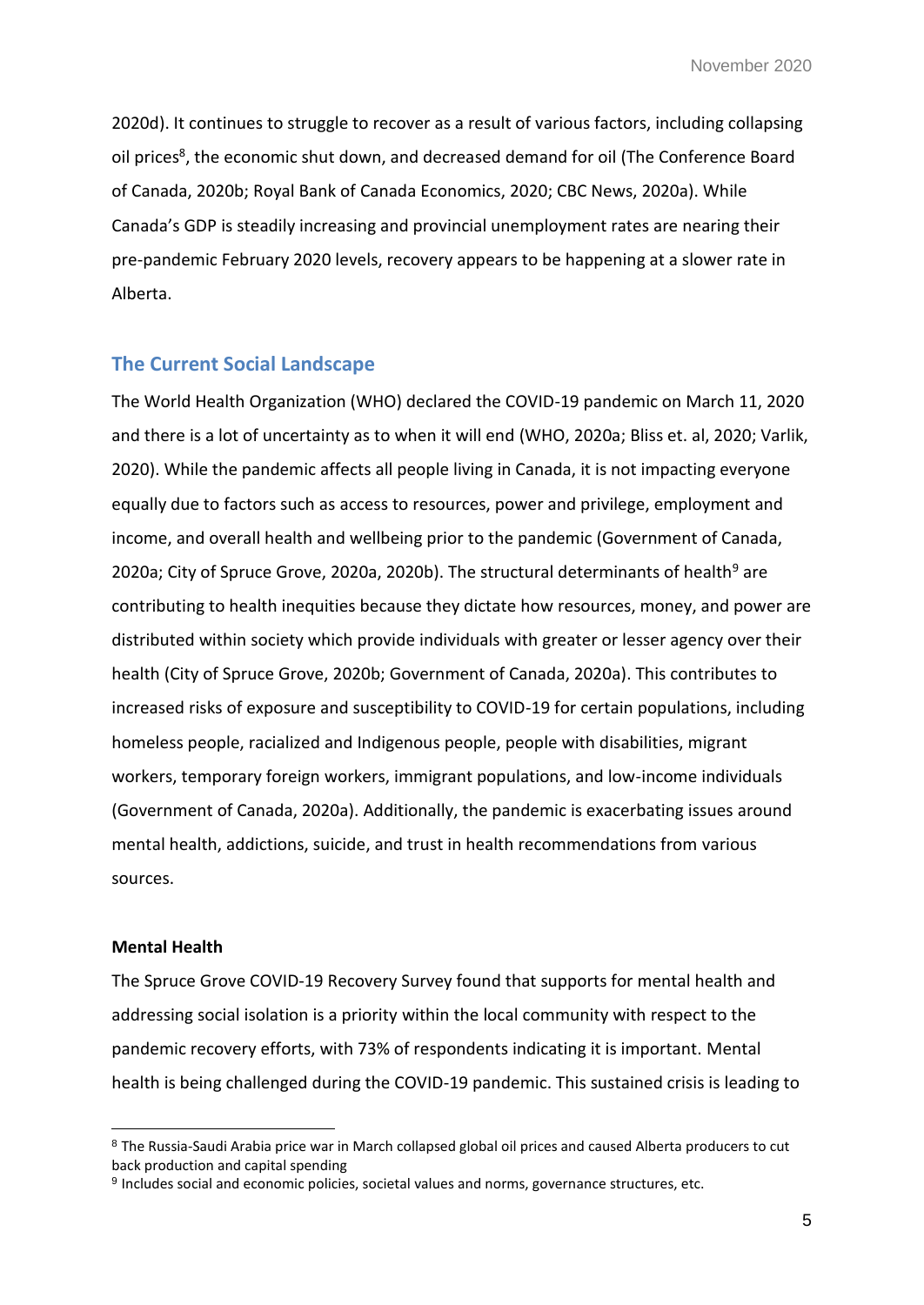2020d). It continues to struggle to recover as a result of various factors, including collapsing oil prices[8], the economic shut down, and decreased demand for oil (The Conference Board of Canada, 2020b; Royal Bank of Canada Economics, 2020; CBC News, 2020a). While Canada's GDP is steadily increasing and provincial unemployment rates are nearing their pre-pandemic February 2020 levels, recovery appears to be happening at a slower rate in Alberta.

## The Current Social Landscape

The World Health Organization (WHO) declared the COVID-19 pandemic on March 11, 2020 and there is a lot of uncertainty as to when it will end (WHO, 2020a; Bliss et. al, 2020; Varlik, 2020). While the pandemic affects all people living in Canada, it is not impacting everyone equally due to factors such as access to resources, power and privilege, employment and income, and overall health and wellbeing prior to the pandemic (Government of Canada, 2020a; City of Spruce Grove, 2020a, 2020b). The structural determinants of health[9] are contributing to health inequities because they dictate how resources, money, and power are distributed within society which provide individuals with greater or lesser agency over their health (City of Spruce Grove, 2020b; Government of Canada, 2020a). This contributes to increased risks of exposure and susceptibility to COVID-19 for certain populations, including homeless people, racialized and Indigenous people, people with disabilities, migrant workers, temporary foreign workers, immigrant populations, and low-income individuals (Government of Canada, 2020a). Additionally, the pandemic is exacerbating issues around mental health, addictions, suicide, and trust in health recommendations from various sources.

### Mental Health

The Spruce Grove COVID-19 Recovery Survey found that supports for mental health and addressing social isolation is a priority within the local community with respect to the pandemic recovery efforts, with 73% of respondents indicating it is important. Mental health is being challenged during the COVID-19 pandemic. This sustained crisis is leading to

[8] The Russia-Saudi Arabia price war in March collapsed global oil prices and caused Alberta producers to cut back production and capital spending

[9] Includes social and economic policies, societal values and norms, governance structures, etc.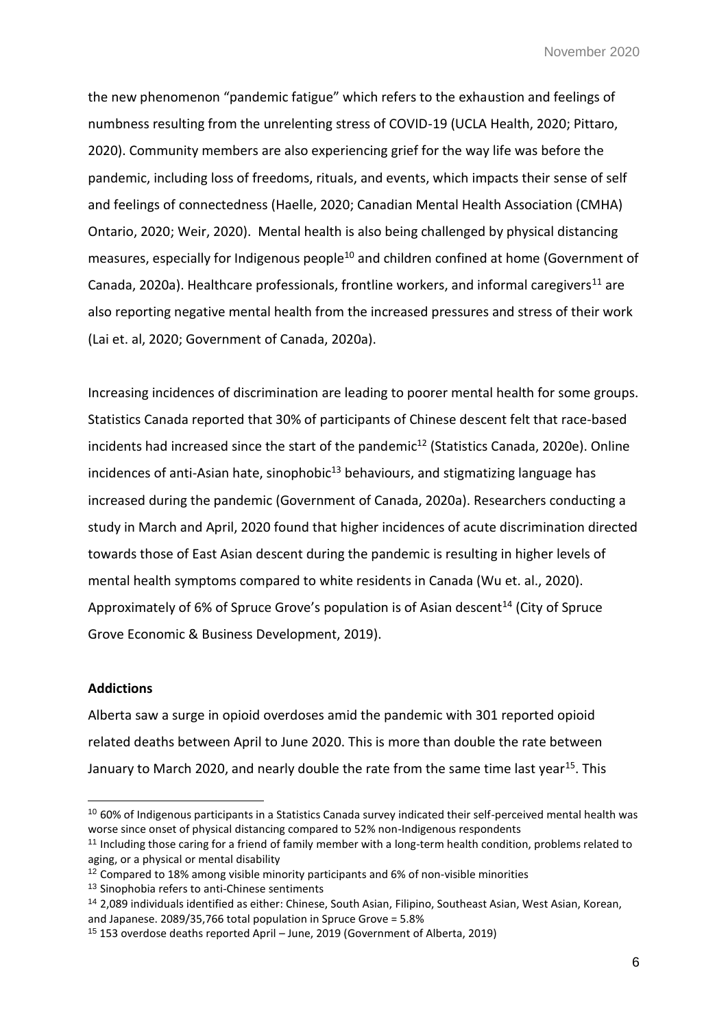the new phenomenon "pandemic fatigue" which refers to the exhaustion and feelings of numbness resulting from the unrelenting stress of COVID-19 (UCLA Health, 2020; Pittaro, 2020). Community members are also experiencing grief for the way life was before the pandemic, including loss of freedoms, rituals, and events, which impacts their sense of self and feelings of connectedness (Haelle, 2020; Canadian Mental Health Association (CMHA) Ontario, 2020; Weir, 2020). Mental health is also being challenged by physical distancing measures, especially for Indigenous people[10] and children confined at home (Government of Canada, 2020a). Healthcare professionals, frontline workers, and informal caregivers[11] are also reporting negative mental health from the increased pressures and stress of their work (Lai et. al, 2020; Government of Canada, 2020a).

Increasing incidences of discrimination are leading to poorer mental health for some groups. Statistics Canada reported that 30% of participants of Chinese descent felt that race-based incidents had increased since the start of the pandemic[12] (Statistics Canada, 2020e). Online incidences of anti-Asian hate, sinophobic[13] behaviours, and stigmatizing language has increased during the pandemic (Government of Canada, 2020a). Researchers conducting a study in March and April, 2020 found that higher incidences of acute discrimination directed towards those of East Asian descent during the pandemic is resulting in higher levels of mental health symptoms compared to white residents in Canada (Wu et. al., 2020). Approximately of 6% of Spruce Grove's population is of Asian descent[14] (City of Spruce Grove Economic & Business Development, 2019).

### Addictions

Alberta saw a surge in opioid overdoses amid the pandemic with 301 reported opioid related deaths between April to June 2020. This is more than double the rate between January to March 2020, and nearly double the rate from the same time last year[15]. This

---

[10] 60% of Indigenous participants in a Statistics Canada survey indicated their self-perceived mental health was worse since onset of physical distancing compared to 52% non-Indigenous respondents

[11] Including those caring for a friend of family member with a long-term health condition, problems related to aging, or a physical or mental disability

[12] Compared to 18% among visible minority participants and 6% of non-visible minorities

[13] Sinophobia refers to anti-Chinese sentiments

[14] 2,089 individuals identified as either: Chinese, South Asian, Filipino, Southeast Asian, West Asian, Korean, and Japanese. 2089/35,766 total population in Spruce Grove = 5.8%

[15] 153 overdose deaths reported April – June, 2019 (Government of Alberta, 2019)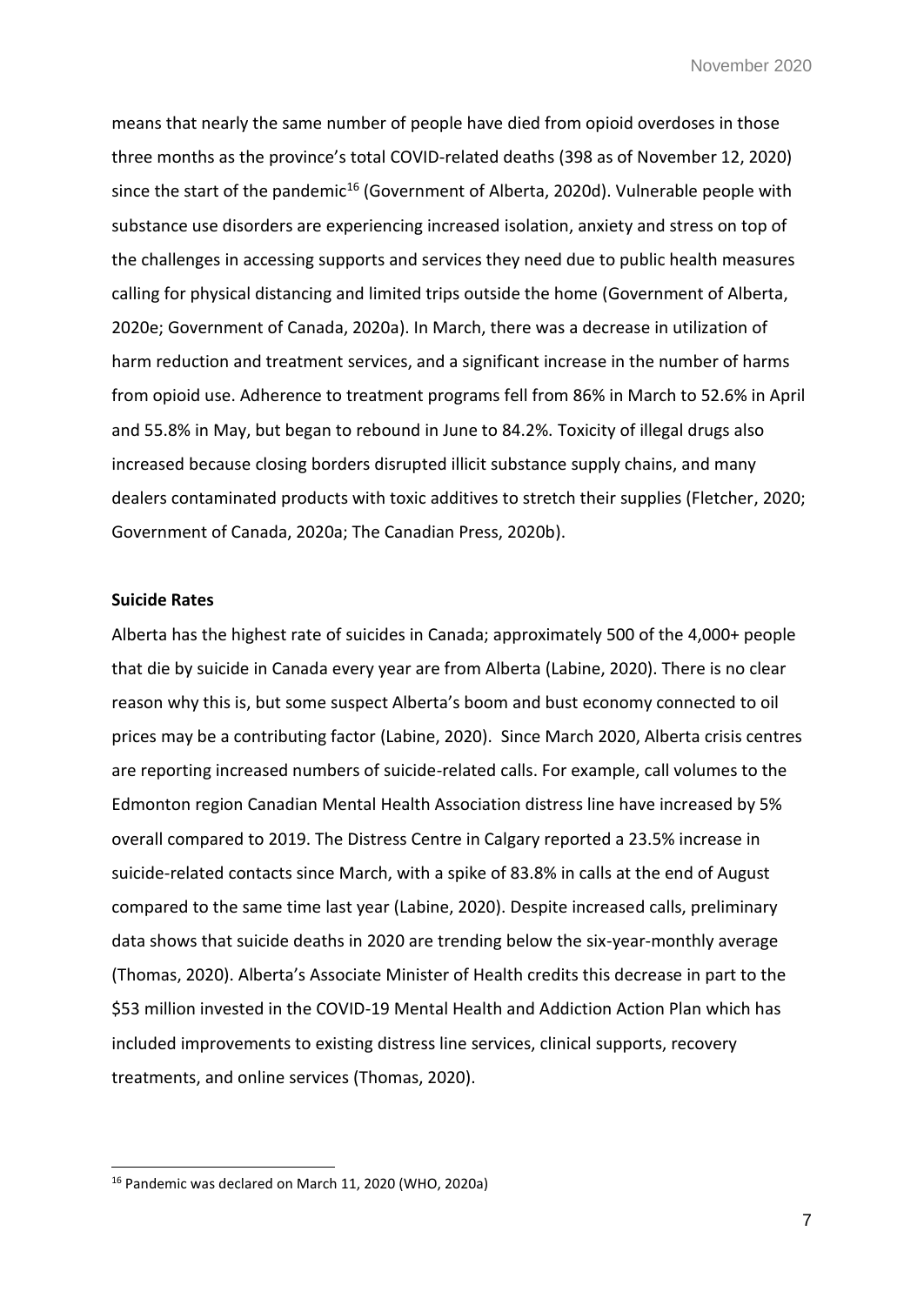means that nearly the same number of people have died from opioid overdoses in those three months as the province's total COVID-related deaths (398 as of November 12, 2020) since the start of the pandemic[16] (Government of Alberta, 2020d). Vulnerable people with substance use disorders are experiencing increased isolation, anxiety and stress on top of the challenges in accessing supports and services they need due to public health measures calling for physical distancing and limited trips outside the home (Government of Alberta, 2020e; Government of Canada, 2020a). In March, there was a decrease in utilization of harm reduction and treatment services, and a significant increase in the number of harms from opioid use. Adherence to treatment programs fell from 86% in March to 52.6% in April and 55.8% in May, but began to rebound in June to 84.2%. Toxicity of illegal drugs also increased because closing borders disrupted illicit substance supply chains, and many dealers contaminated products with toxic additives to stretch their supplies (Fletcher, 2020; Government of Canada, 2020a; The Canadian Press, 2020b).

**Suicide Rates**

Alberta has the highest rate of suicides in Canada; approximately 500 of the 4,000+ people that die by suicide in Canada every year are from Alberta (Labine, 2020). There is no clear reason why this is, but some suspect Alberta's boom and bust economy connected to oil prices may be a contributing factor (Labine, 2020). Since March 2020, Alberta crisis centres are reporting increased numbers of suicide-related calls. For example, call volumes to the Edmonton region Canadian Mental Health Association distress line have increased by 5% overall compared to 2019. The Distress Centre in Calgary reported a 23.5% increase in suicide-related contacts since March, with a spike of 83.8% in calls at the end of August compared to the same time last year (Labine, 2020). Despite increased calls, preliminary data shows that suicide deaths in 2020 are trending below the six-year-monthly average (Thomas, 2020). Alberta's Associate Minister of Health credits this decrease in part to the $53 million invested in the COVID-19 Mental Health and Addiction Action Plan which has included improvements to existing distress line services, clinical supports, recovery treatments, and online services (Thomas, 2020).

[16] Pandemic was declared on March 11, 2020 (WHO, 2020a)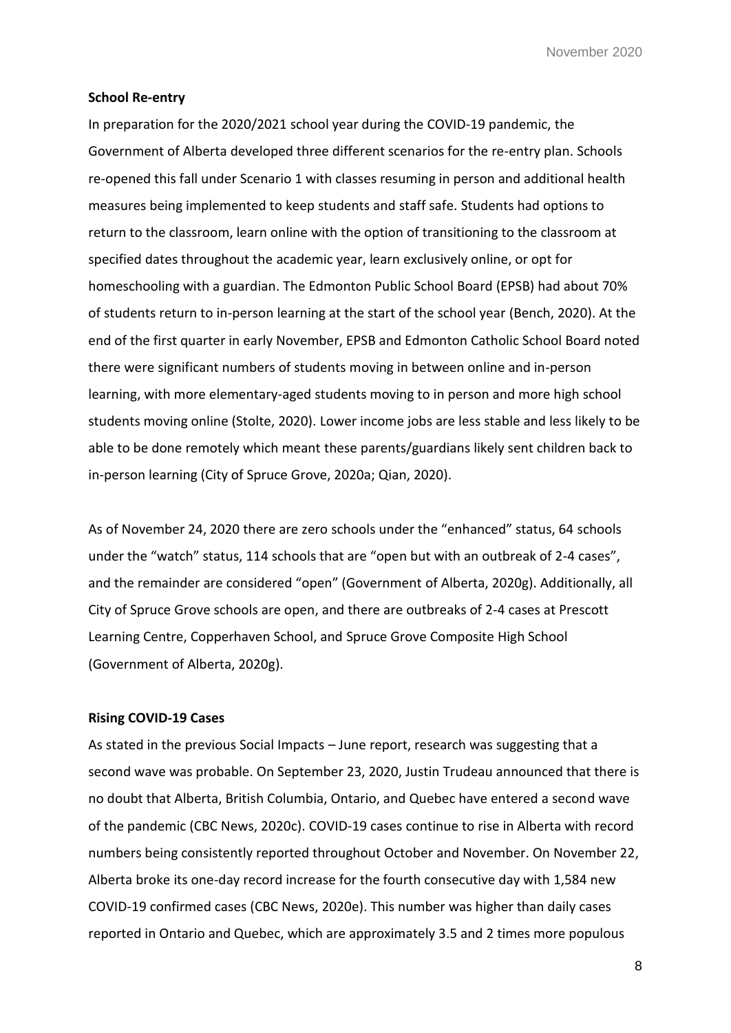**School Re-entry**

In preparation for the 2020/2021 school year during the COVID-19 pandemic, the Government of Alberta developed three different scenarios for the re-entry plan. Schools re-opened this fall under Scenario 1 with classes resuming in person and additional health measures being implemented to keep students and staff safe. Students had options to return to the classroom, learn online with the option of transitioning to the classroom at specified dates throughout the academic year, learn exclusively online, or opt for homeschooling with a guardian. The Edmonton Public School Board (EPSB) had about 70% of students return to in-person learning at the start of the school year (Bench, 2020). At the end of the first quarter in early November, EPSB and Edmonton Catholic School Board noted there were significant numbers of students moving in between online and in-person learning, with more elementary-aged students moving to in person and more high school students moving online (Stolte, 2020). Lower income jobs are less stable and less likely to be able to be done remotely which meant these parents/guardians likely sent children back to in-person learning (City of Spruce Grove, 2020a; Qian, 2020).

As of November 24, 2020 there are zero schools under the "enhanced" status, 64 schools under the "watch" status, 114 schools that are "open but with an outbreak of 2-4 cases", and the remainder are considered "open" (Government of Alberta, 2020g). Additionally, all City of Spruce Grove schools are open, and there are outbreaks of 2-4 cases at Prescott Learning Centre, Copperhaven School, and Spruce Grove Composite High School (Government of Alberta, 2020g).

**Rising COVID-19 Cases**

As stated in the previous Social Impacts – June report, research was suggesting that a second wave was probable. On September 23, 2020, Justin Trudeau announced that there is no doubt that Alberta, British Columbia, Ontario, and Quebec have entered a second wave of the pandemic (CBC News, 2020c). COVID-19 cases continue to rise in Alberta with record numbers being consistently reported throughout October and November. On November 22, Alberta broke its one-day record increase for the fourth consecutive day with 1,584 new COVID-19 confirmed cases (CBC News, 2020e). This number was higher than daily cases reported in Ontario and Quebec, which are approximately 3.5 and 2 times more populous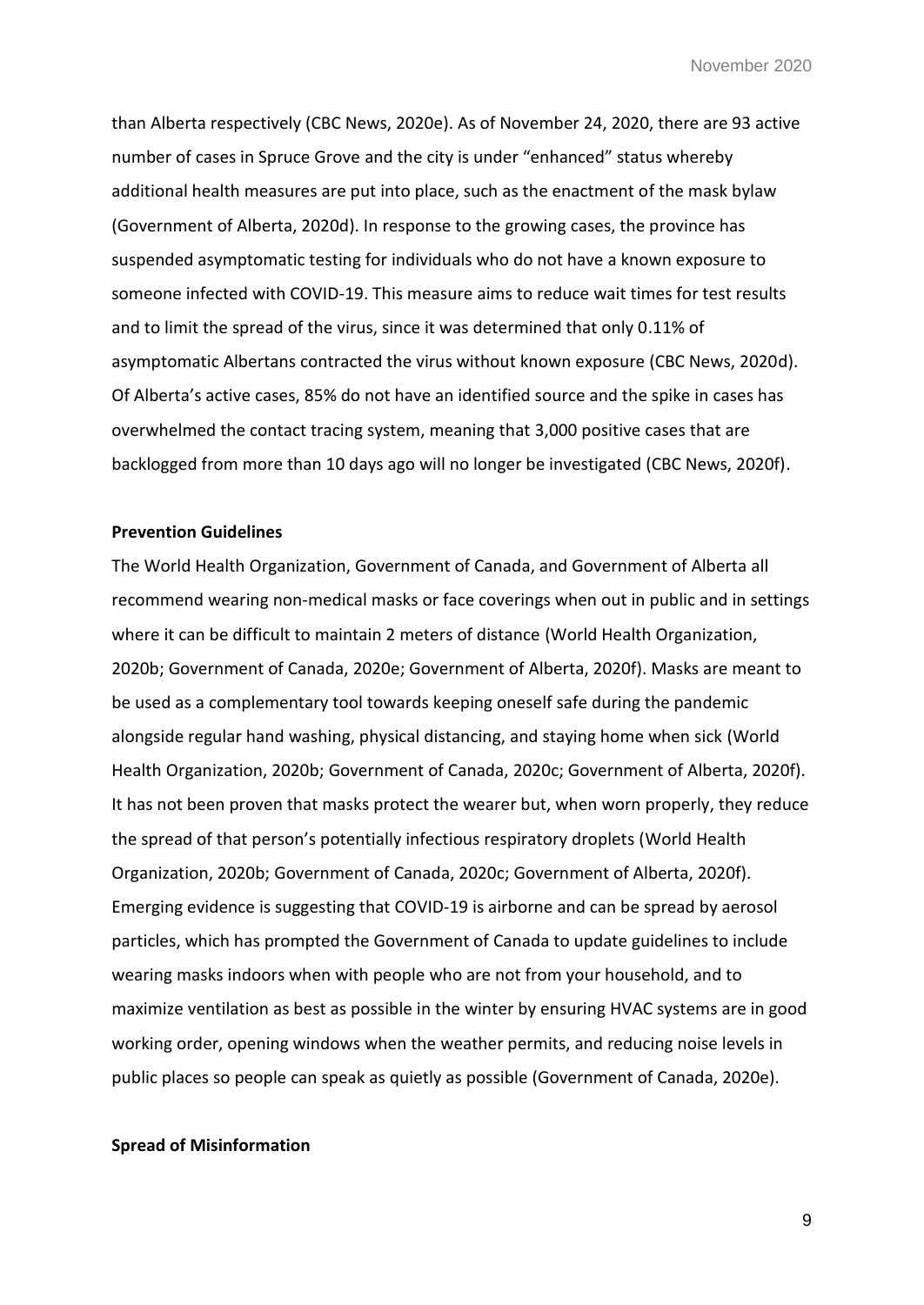than Alberta respectively (CBC News, 2020e). As of November 24, 2020, there are 93 active number of cases in Spruce Grove and the city is under “enhanced” status whereby additional health measures are put into place, such as the enactment of the mask bylaw (Government of Alberta, 2020d). In response to the growing cases, the province has suspended asymptomatic testing for individuals who do not have a known exposure to someone infected with COVID-19. This measure aims to reduce wait times for test results and to limit the spread of the virus, since it was determined that only 0.11% of asymptomatic Albertans contracted the virus without known exposure (CBC News, 2020d). Of Alberta’s active cases, 85% do not have an identified source and the spike in cases has overwhelmed the contact tracing system, meaning that 3,000 positive cases that are backlogged from more than 10 days ago will no longer be investigated (CBC News, 2020f).

**Prevention Guidelines**

The World Health Organization, Government of Canada, and Government of Alberta all recommend wearing non-medical masks or face coverings when out in public and in settings where it can be difficult to maintain 2 meters of distance (World Health Organization, 2020b; Government of Canada, 2020e; Government of Alberta, 2020f). Masks are meant to be used as a complementary tool towards keeping oneself safe during the pandemic alongside regular hand washing, physical distancing, and staying home when sick (World Health Organization, 2020b; Government of Canada, 2020c; Government of Alberta, 2020f). It has not been proven that masks protect the wearer but, when worn properly, they reduce the spread of that person’s potentially infectious respiratory droplets (World Health Organization, 2020b; Government of Canada, 2020c; Government of Alberta, 2020f). Emerging evidence is suggesting that COVID-19 is airborne and can be spread by aerosol particles, which has prompted the Government of Canada to update guidelines to include wearing masks indoors when with people who are not from your household, and to maximize ventilation as best as possible in the winter by ensuring HVAC systems are in good working order, opening windows when the weather permits, and reducing noise levels in public places so people can speak as quietly as possible (Government of Canada, 2020e).

**Spread of Misinformation**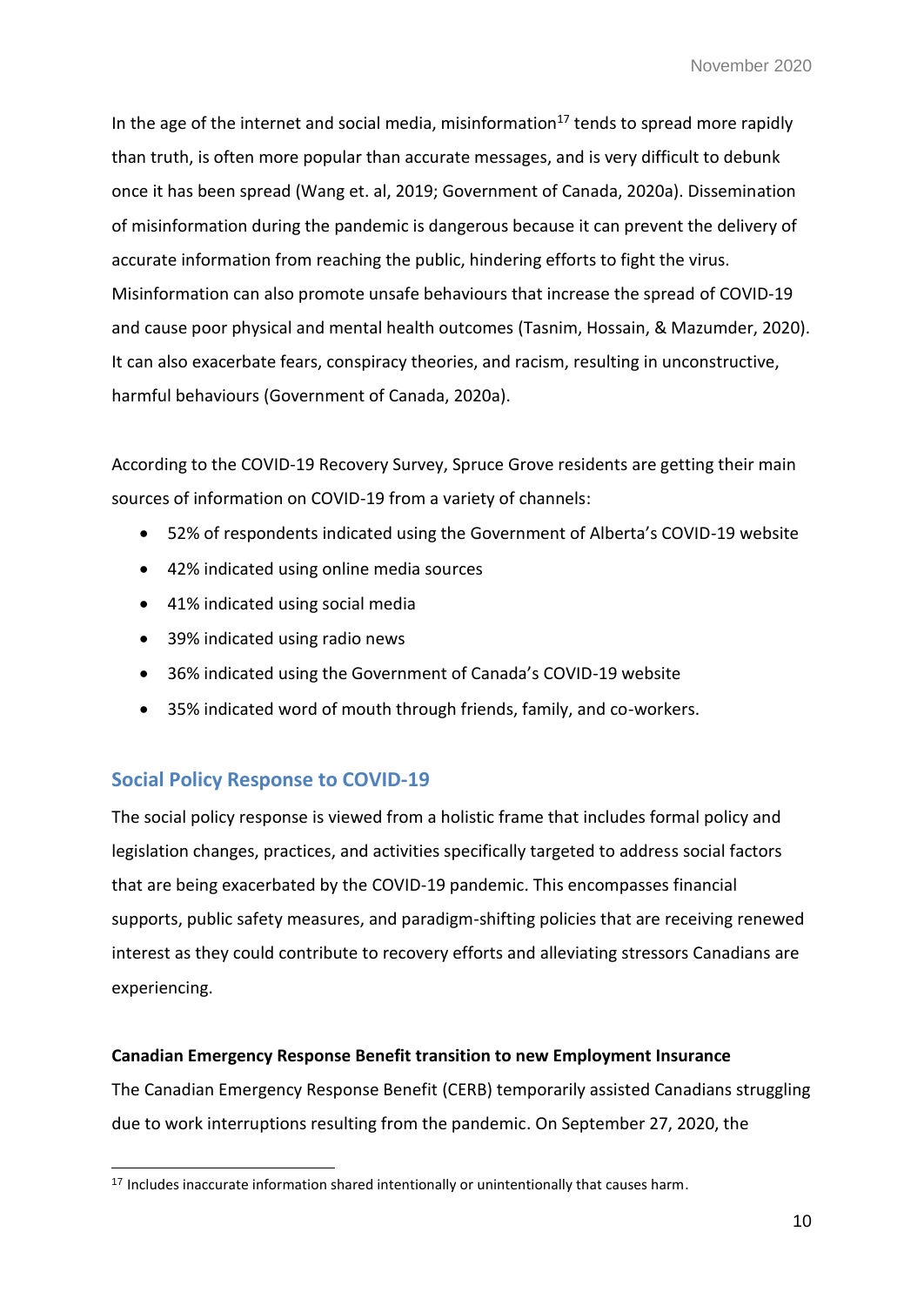In the age of the internet and social media, misinformation[17] tends to spread more rapidly than truth, is often more popular than accurate messages, and is very difficult to debunk once it has been spread (Wang et. al, 2019; Government of Canada, 2020a). Dissemination of misinformation during the pandemic is dangerous because it can prevent the delivery of accurate information from reaching the public, hindering efforts to fight the virus. Misinformation can also promote unsafe behaviours that increase the spread of COVID-19 and cause poor physical and mental health outcomes (Tasnim, Hossain, & Mazumder, 2020). It can also exacerbate fears, conspiracy theories, and racism, resulting in unconstructive, harmful behaviours (Government of Canada, 2020a).

According to the COVID-19 Recovery Survey, Spruce Grove residents are getting their main sources of information on COVID-19 from a variety of channels:

- 52% of respondents indicated using the Government of Alberta's COVID-19 website
- 42% indicated using online media sources
- 41% indicated using social media
- 39% indicated using radio news
- 36% indicated using the Government of Canada's COVID-19 website
- 35% indicated word of mouth through friends, family, and co-workers.

## Social Policy Response to COVID-19

The social policy response is viewed from a holistic frame that includes formal policy and legislation changes, practices, and activities specifically targeted to address social factors that are being exacerbated by the COVID-19 pandemic. This encompasses financial supports, public safety measures, and paradigm-shifting policies that are receiving renewed interest as they could contribute to recovery efforts and alleviating stressors Canadians are experiencing.

**Canadian Emergency Response Benefit transition to new Employment Insurance**

The Canadian Emergency Response Benefit (CERB) temporarily assisted Canadians struggling due to work interruptions resulting from the pandemic. On September 27, 2020, the

[17] Includes inaccurate information shared intentionally or unintentionally that causes harm.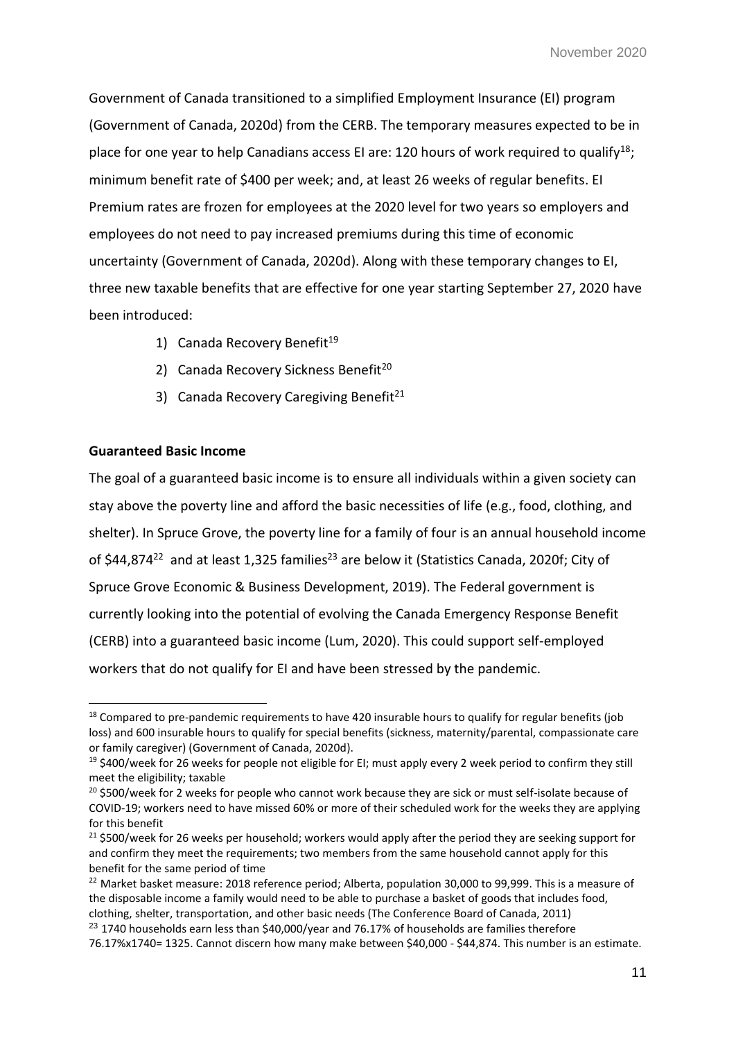Government of Canada transitioned to a simplified Employment Insurance (EI) program (Government of Canada, 2020d) from the CERB. The temporary measures expected to be in place for one year to help Canadians access EI are: 120 hours of work required to qualify[18]; minimum benefit rate of $400 per week; and, at least 26 weeks of regular benefits. EI Premium rates are frozen for employees at the 2020 level for two years so employers and employees do not need to pay increased premiums during this time of economic uncertainty (Government of Canada, 2020d). Along with these temporary changes to EI, three new taxable benefits that are effective for one year starting September 27, 2020 have been introduced:

1) Canada Recovery Benefit[19]
2) Canada Recovery Sickness Benefit[20]
3) Canada Recovery Caregiving Benefit[21]

**Guaranteed Basic Income**

The goal of a guaranteed basic income is to ensure all individuals within a given society can stay above the poverty line and afford the basic necessities of life (e.g., food, clothing, and shelter). In Spruce Grove, the poverty line for a family of four is an annual household income of $44,874[22] and at least 1,325 families[23] are below it (Statistics Canada, 2020f; City of Spruce Grove Economic & Business Development, 2019). The Federal government is currently looking into the potential of evolving the Canada Emergency Response Benefit (CERB) into a guaranteed basic income (Lum, 2020). This could support self-employed workers that do not qualify for EI and have been stressed by the pandemic.

---

[18] Compared to pre-pandemic requirements to have 420 insurable hours to qualify for regular benefits (job loss) and 600 insurable hours to qualify for special benefits (sickness, maternity/parental, compassionate care or family caregiver) (Government of Canada, 2020d).

[19] $400/week for 26 weeks for people not eligible for EI; must apply every 2 week period to confirm they still meet the eligibility; taxable

[20] $500/week for 2 weeks for people who cannot work because they are sick or must self-isolate because of COVID-19; workers need to have missed 60% or more of their scheduled work for the weeks they are applying for this benefit

[21] $500/week for 26 weeks per household; workers would apply after the period they are seeking support for and confirm they meet the requirements; two members from the same household cannot apply for this benefit for the same period of time

[22] Market basket measure: 2018 reference period; Alberta, population 30,000 to 99,999. This is a measure of the disposable income a family would need to be able to purchase a basket of goods that includes food, clothing, shelter, transportation, and other basic needs (The Conference Board of Canada, 2011)

[23] 1740 households earn less than $40,000/year and 76.17% of households are families therefore 76.17%x1740= 1325. Cannot discern how many make between $40,000 - $44,874. This number is an estimate.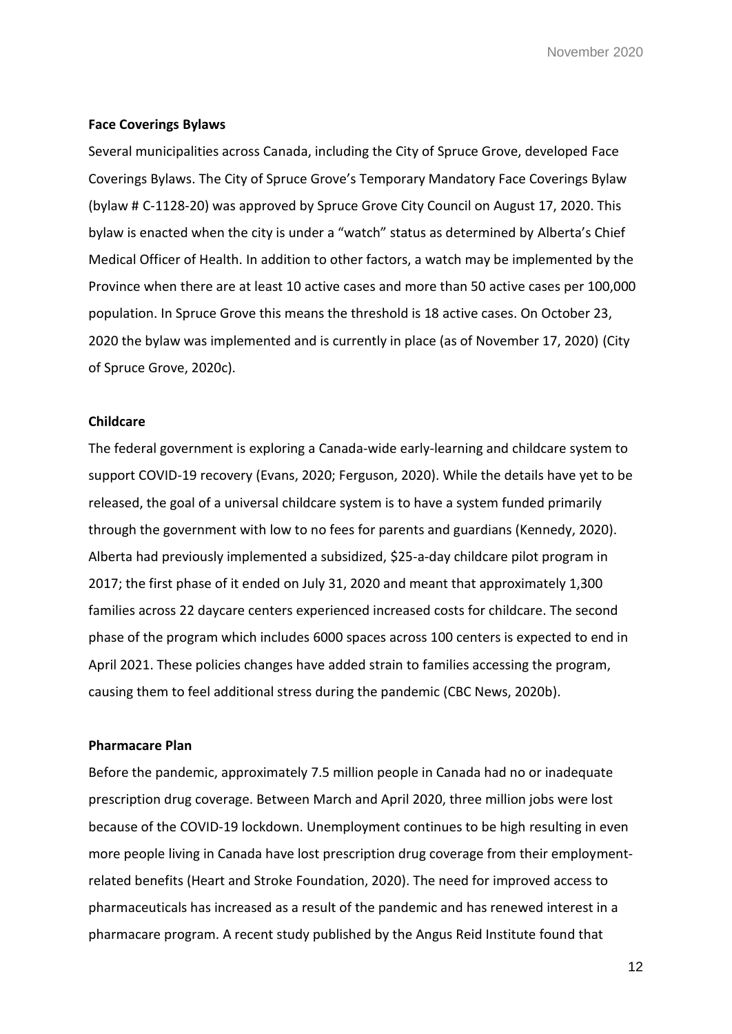**Face Coverings Bylaws**

Several municipalities across Canada, including the City of Spruce Grove, developed Face Coverings Bylaws. The City of Spruce Grove's Temporary Mandatory Face Coverings Bylaw (bylaw # C-1128-20) was approved by Spruce Grove City Council on August 17, 2020. This bylaw is enacted when the city is under a "watch" status as determined by Alberta's Chief Medical Officer of Health. In addition to other factors, a watch may be implemented by the Province when there are at least 10 active cases and more than 50 active cases per 100,000 population. In Spruce Grove this means the threshold is 18 active cases. On October 23, 2020 the bylaw was implemented and is currently in place (as of November 17, 2020) (City of Spruce Grove, 2020c).

**Childcare**

The federal government is exploring a Canada-wide early-learning and childcare system to support COVID-19 recovery (Evans, 2020; Ferguson, 2020). While the details have yet to be released, the goal of a universal childcare system is to have a system funded primarily through the government with low to no fees for parents and guardians (Kennedy, 2020). Alberta had previously implemented a subsidized, $25-a-day childcare pilot program in 2017; the first phase of it ended on July 31, 2020 and meant that approximately 1,300 families across 22 daycare centers experienced increased costs for childcare. The second phase of the program which includes 6000 spaces across 100 centers is expected to end in April 2021. These policies changes have added strain to families accessing the program, causing them to feel additional stress during the pandemic (CBC News, 2020b).

**Pharmacare Plan**

Before the pandemic, approximately 7.5 million people in Canada had no or inadequate prescription drug coverage. Between March and April 2020, three million jobs were lost because of the COVID-19 lockdown. Unemployment continues to be high resulting in even more people living in Canada have lost prescription drug coverage from their employment-related benefits (Heart and Stroke Foundation, 2020). The need for improved access to pharmaceuticals has increased as a result of the pandemic and has renewed interest in a pharmacare program. A recent study published by the Angus Reid Institute found that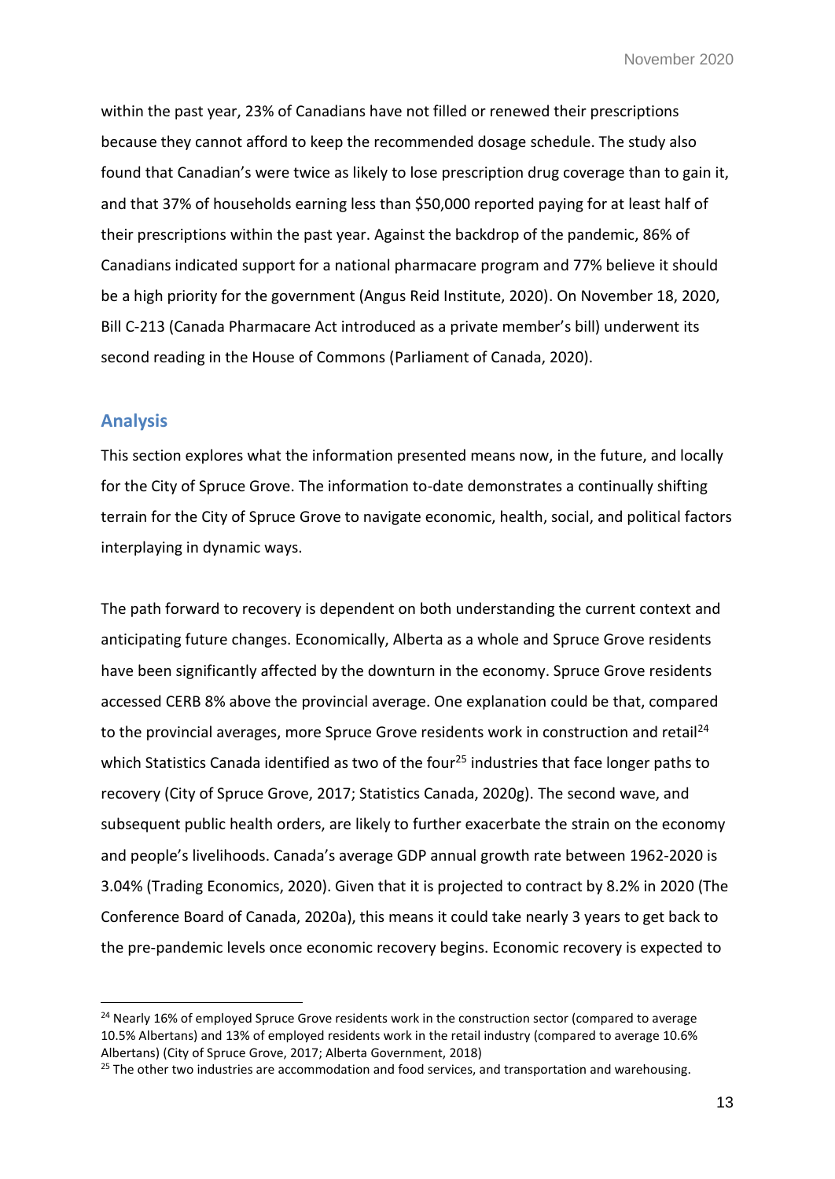within the past year, 23% of Canadians have not filled or renewed their prescriptions because they cannot afford to keep the recommended dosage schedule. The study also found that Canadian's were twice as likely to lose prescription drug coverage than to gain it, and that 37% of households earning less than $50,000 reported paying for at least half of their prescriptions within the past year. Against the backdrop of the pandemic, 86% of Canadians indicated support for a national pharmacare program and 77% believe it should be a high priority for the government (Angus Reid Institute, 2020). On November 18, 2020, Bill C-213 (Canada Pharmacare Act introduced as a private member's bill) underwent its second reading in the House of Commons (Parliament of Canada, 2020).

## Analysis

This section explores what the information presented means now, in the future, and locally for the City of Spruce Grove. The information to-date demonstrates a continually shifting terrain for the City of Spruce Grove to navigate economic, health, social, and political factors interplaying in dynamic ways.

The path forward to recovery is dependent on both understanding the current context and anticipating future changes. Economically, Alberta as a whole and Spruce Grove residents have been significantly affected by the downturn in the economy. Spruce Grove residents accessed CERB 8% above the provincial average. One explanation could be that, compared to the provincial averages, more Spruce Grove residents work in construction and retail[24] which Statistics Canada identified as two of the four[25] industries that face longer paths to recovery (City of Spruce Grove, 2017; Statistics Canada, 2020g). The second wave, and subsequent public health orders, are likely to further exacerbate the strain on the economy and people's livelihoods. Canada's average GDP annual growth rate between 1962-2020 is 3.04% (Trading Economics, 2020). Given that it is projected to contract by 8.2% in 2020 (The Conference Board of Canada, 2020a), this means it could take nearly 3 years to get back to the pre-pandemic levels once economic recovery begins. Economic recovery is expected to

---

[24] Nearly 16% of employed Spruce Grove residents work in the construction sector (compared to average 10.5% Albertans) and 13% of employed residents work in the retail industry (compared to average 10.6% Albertans) (City of Spruce Grove, 2017; Alberta Government, 2018)

[25] The other two industries are accommodation and food services, and transportation and warehousing.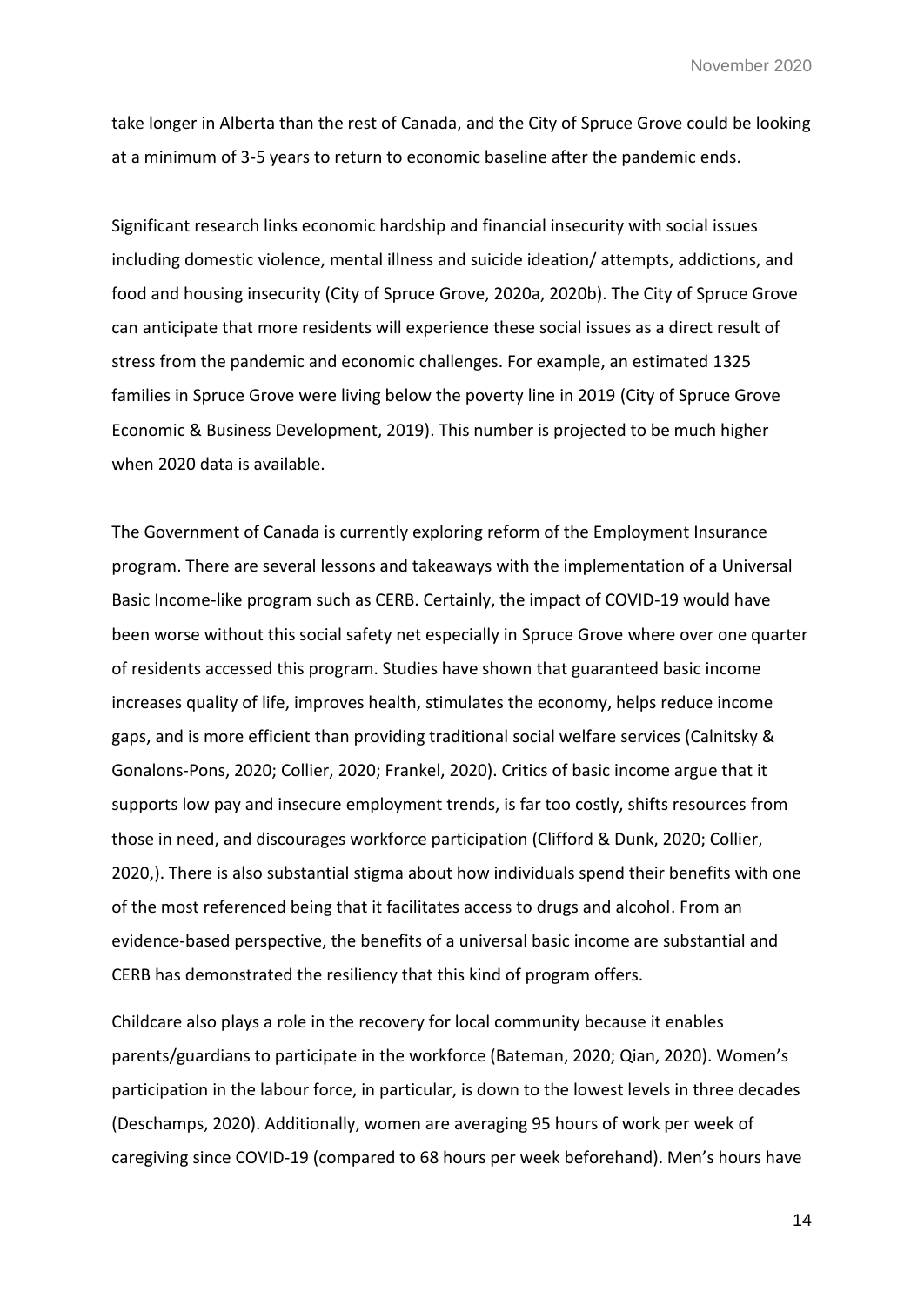take longer in Alberta than the rest of Canada, and the City of Spruce Grove could be looking at a minimum of 3-5 years to return to economic baseline after the pandemic ends.

Significant research links economic hardship and financial insecurity with social issues including domestic violence, mental illness and suicide ideation/ attempts, addictions, and food and housing insecurity (City of Spruce Grove, 2020a, 2020b). The City of Spruce Grove can anticipate that more residents will experience these social issues as a direct result of stress from the pandemic and economic challenges. For example, an estimated 1325 families in Spruce Grove were living below the poverty line in 2019 (City of Spruce Grove Economic & Business Development, 2019). This number is projected to be much higher when 2020 data is available.

The Government of Canada is currently exploring reform of the Employment Insurance program. There are several lessons and takeaways with the implementation of a Universal Basic Income-like program such as CERB. Certainly, the impact of COVID-19 would have been worse without this social safety net especially in Spruce Grove where over one quarter of residents accessed this program. Studies have shown that guaranteed basic income increases quality of life, improves health, stimulates the economy, helps reduce income gaps, and is more efficient than providing traditional social welfare services (Calnitsky & Gonalons-Pons, 2020; Collier, 2020; Frankel, 2020). Critics of basic income argue that it supports low pay and insecure employment trends, is far too costly, shifts resources from those in need, and discourages workforce participation (Clifford & Dunk, 2020; Collier, 2020,). There is also substantial stigma about how individuals spend their benefits with one of the most referenced being that it facilitates access to drugs and alcohol. From an evidence-based perspective, the benefits of a universal basic income are substantial and CERB has demonstrated the resiliency that this kind of program offers.

Childcare also plays a role in the recovery for local community because it enables parents/guardians to participate in the workforce (Bateman, 2020; Qian, 2020). Women's participation in the labour force, in particular, is down to the lowest levels in three decades (Deschamps, 2020). Additionally, women are averaging 95 hours of work per week of caregiving since COVID-19 (compared to 68 hours per week beforehand). Men's hours have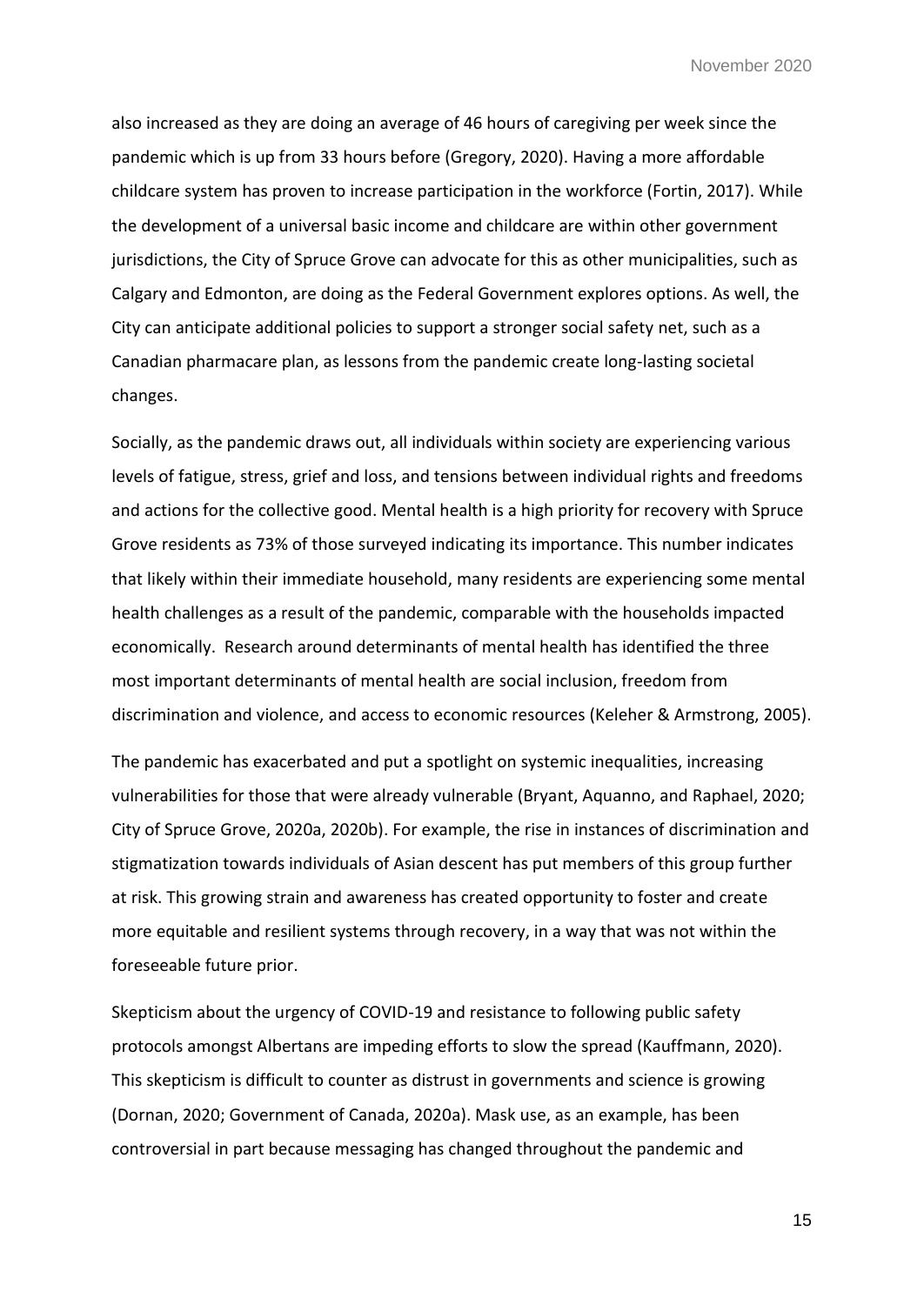also increased as they are doing an average of 46 hours of caregiving per week since the pandemic which is up from 33 hours before (Gregory, 2020). Having a more affordable childcare system has proven to increase participation in the workforce (Fortin, 2017). While the development of a universal basic income and childcare are within other government jurisdictions, the City of Spruce Grove can advocate for this as other municipalities, such as Calgary and Edmonton, are doing as the Federal Government explores options. As well, the City can anticipate additional policies to support a stronger social safety net, such as a Canadian pharmacare plan, as lessons from the pandemic create long-lasting societal changes.

Socially, as the pandemic draws out, all individuals within society are experiencing various levels of fatigue, stress, grief and loss, and tensions between individual rights and freedoms and actions for the collective good. Mental health is a high priority for recovery with Spruce Grove residents as 73% of those surveyed indicating its importance. This number indicates that likely within their immediate household, many residents are experiencing some mental health challenges as a result of the pandemic, comparable with the households impacted economically. Research around determinants of mental health has identified the three most important determinants of mental health are social inclusion, freedom from discrimination and violence, and access to economic resources (Keleher & Armstrong, 2005).

The pandemic has exacerbated and put a spotlight on systemic inequalities, increasing vulnerabilities for those that were already vulnerable (Bryant, Aquanno, and Raphael, 2020; City of Spruce Grove, 2020a, 2020b). For example, the rise in instances of discrimination and stigmatization towards individuals of Asian descent has put members of this group further at risk. This growing strain and awareness has created opportunity to foster and create more equitable and resilient systems through recovery, in a way that was not within the foreseeable future prior.

Skepticism about the urgency of COVID-19 and resistance to following public safety protocols amongst Albertans are impeding efforts to slow the spread (Kauffmann, 2020). This skepticism is difficult to counter as distrust in governments and science is growing (Dornan, 2020; Government of Canada, 2020a). Mask use, as an example, has been controversial in part because messaging has changed throughout the pandemic and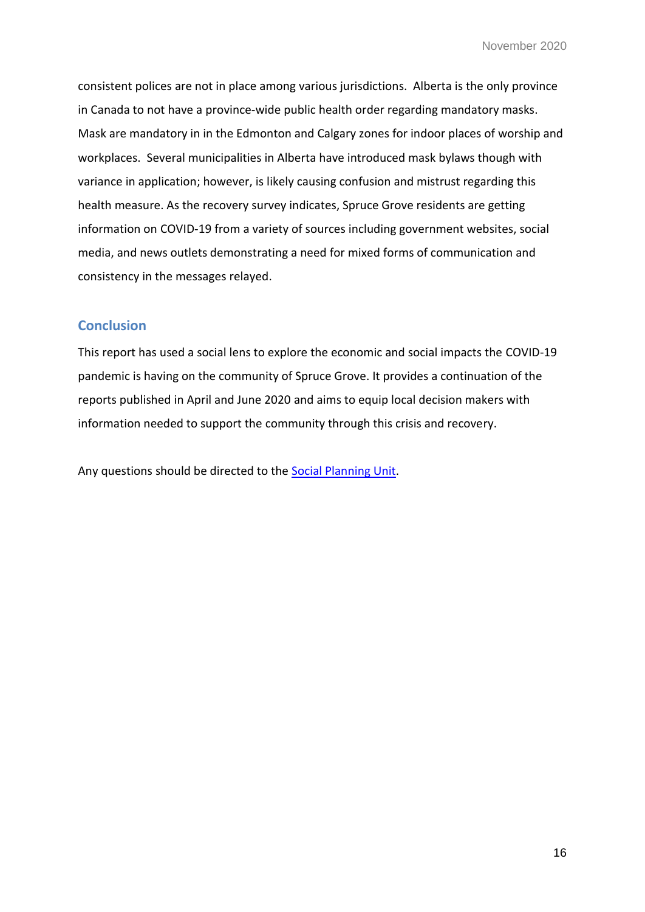consistent polices are not in place among various jurisdictions. Alberta is the only province in Canada to not have a province-wide public health order regarding mandatory masks. Mask are mandatory in in the Edmonton and Calgary zones for indoor places of worship and workplaces. Several municipalities in Alberta have introduced mask bylaws though with variance in application; however, is likely causing confusion and mistrust regarding this health measure. As the recovery survey indicates, Spruce Grove residents are getting information on COVID-19 from a variety of sources including government websites, social media, and news outlets demonstrating a need for mixed forms of communication and consistency in the messages relayed.

## Conclusion

This report has used a social lens to explore the economic and social impacts the COVID-19 pandemic is having on the community of Spruce Grove. It provides a continuation of the reports published in April and June 2020 and aims to equip local decision makers with information needed to support the community through this crisis and recovery.

Any questions should be directed to the Social Planning Unit.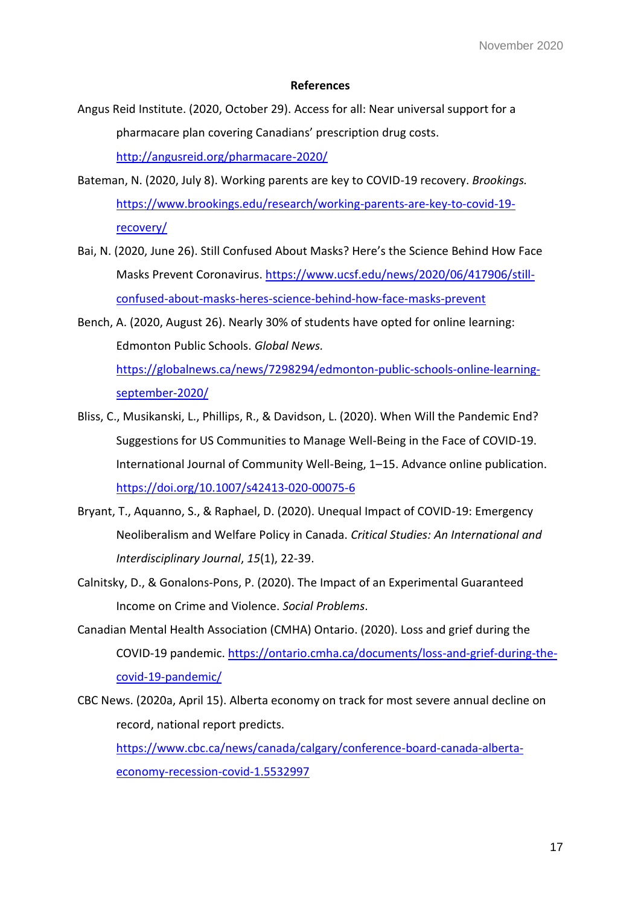**References**

Angus Reid Institute. (2020, October 29). Access for all: Near universal support for a pharmacare plan covering Canadians' prescription drug costs. http://angusreid.org/pharmacare-2020/

Bateman, N. (2020, July 8). Working parents are key to COVID-19 recovery. *Brookings.* https://www.brookings.edu/research/working-parents-are-key-to-covid-19-recovery/

Bai, N. (2020, June 26). Still Confused About Masks? Here's the Science Behind How Face Masks Prevent Coronavirus. https://www.ucsf.edu/news/2020/06/417906/still-confused-about-masks-heres-science-behind-how-face-masks-prevent

Bench, A. (2020, August 26). Nearly 30% of students have opted for online learning: Edmonton Public Schools. *Global News.* https://globalnews.ca/news/7298294/edmonton-public-schools-online-learning-september-2020/

Bliss, C., Musikanski, L., Phillips, R., & Davidson, L. (2020). When Will the Pandemic End? Suggestions for US Communities to Manage Well-Being in the Face of COVID-19. International Journal of Community Well-Being, 1–15. Advance online publication. https://doi.org/10.1007/s42413-020-00075-6

Bryant, T., Aquanno, S., & Raphael, D. (2020). Unequal Impact of COVID-19: Emergency Neoliberalism and Welfare Policy in Canada. *Critical Studies: An International and Interdisciplinary Journal*, *15*(1), 22-39.

Calnitsky, D., & Gonalons-Pons, P. (2020). The Impact of an Experimental Guaranteed Income on Crime and Violence. *Social Problems*.

Canadian Mental Health Association (CMHA) Ontario. (2020). Loss and grief during the COVID-19 pandemic. https://ontario.cmha.ca/documents/loss-and-grief-during-the-covid-19-pandemic/

CBC News. (2020a, April 15). Alberta economy on track for most severe annual decline on record, national report predicts. https://www.cbc.ca/news/canada/calgary/conference-board-canada-alberta-economy-recession-covid-1.5532997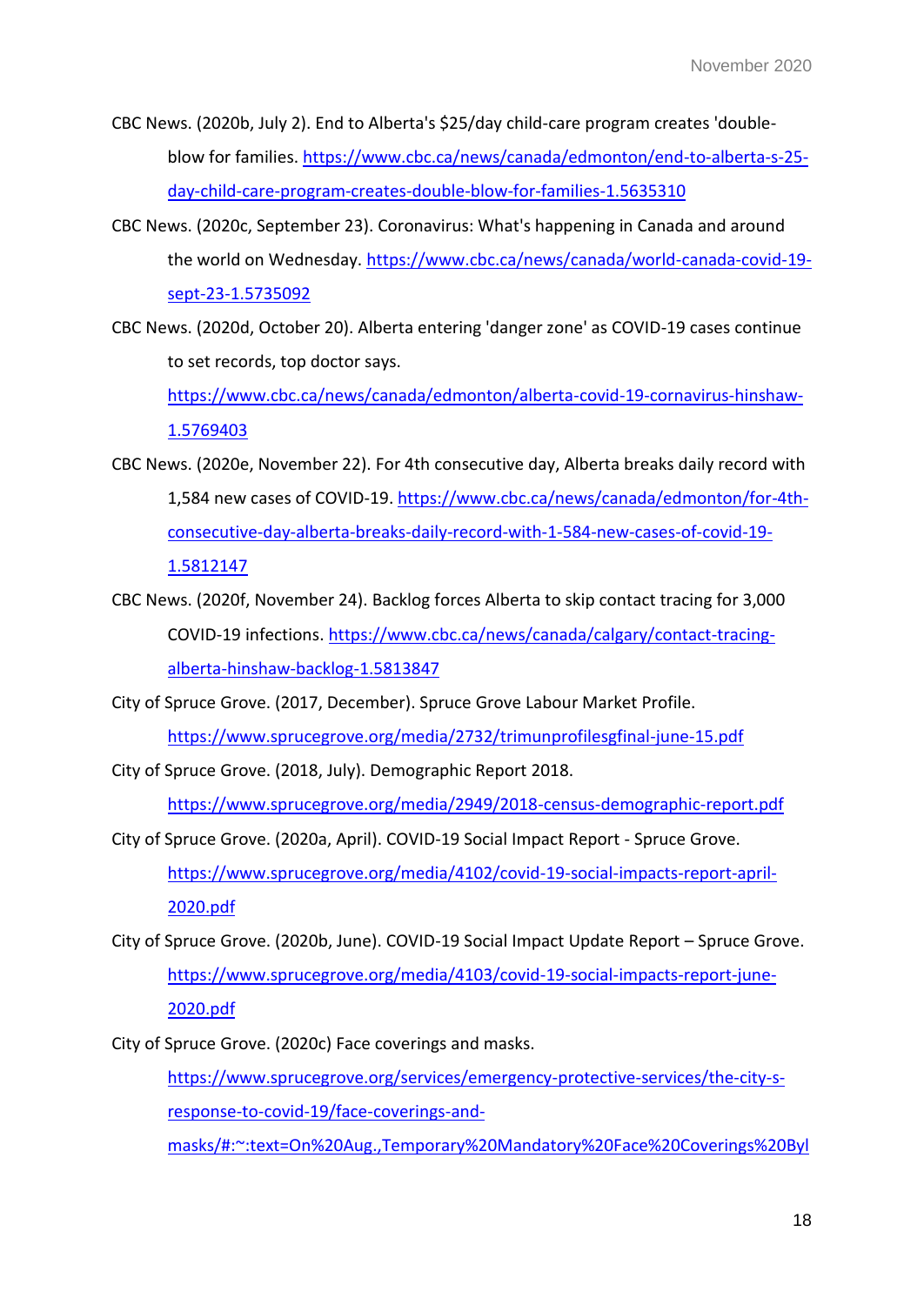CBC News. (2020b, July 2). End to Alberta's $25/day child-care program creates 'double-blow for families. https://www.cbc.ca/news/canada/edmonton/end-to-alberta-s-25-day-child-care-program-creates-double-blow-for-families-1.5635310

CBC News. (2020c, September 23). Coronavirus: What's happening in Canada and around the world on Wednesday. https://www.cbc.ca/news/canada/world-canada-covid-19-sept-23-1.5735092

CBC News. (2020d, October 20). Alberta entering 'danger zone' as COVID-19 cases continue to set records, top doctor says. https://www.cbc.ca/news/canada/edmonton/alberta-covid-19-cornavirus-hinshaw-1.5769403

CBC News. (2020e, November 22). For 4th consecutive day, Alberta breaks daily record with 1,584 new cases of COVID-19. https://www.cbc.ca/news/canada/edmonton/for-4th-consecutive-day-alberta-breaks-daily-record-with-1-584-new-cases-of-covid-19-1.5812147

CBC News. (2020f, November 24). Backlog forces Alberta to skip contact tracing for 3,000 COVID-19 infections. https://www.cbc.ca/news/canada/calgary/contact-tracing-alberta-hinshaw-backlog-1.5813847

City of Spruce Grove. (2017, December). Spruce Grove Labour Market Profile. https://www.sprucegrove.org/media/2732/trimunprofilesgfinal-june-15.pdf

City of Spruce Grove. (2018, July). Demographic Report 2018. https://www.sprucegrove.org/media/2949/2018-census-demographic-report.pdf

City of Spruce Grove. (2020a, April). COVID-19 Social Impact Report - Spruce Grove. https://www.sprucegrove.org/media/4102/covid-19-social-impacts-report-april-2020.pdf

City of Spruce Grove. (2020b, June). COVID-19 Social Impact Update Report – Spruce Grove. https://www.sprucegrove.org/media/4103/covid-19-social-impacts-report-june-2020.pdf

City of Spruce Grove. (2020c) Face coverings and masks. https://www.sprucegrove.org/services/emergency-protective-services/the-city-s-response-to-covid-19/face-coverings-and-masks/#:~:text=On%20Aug.,Temporary%20Mandatory%20Face%20Coverings%20Byl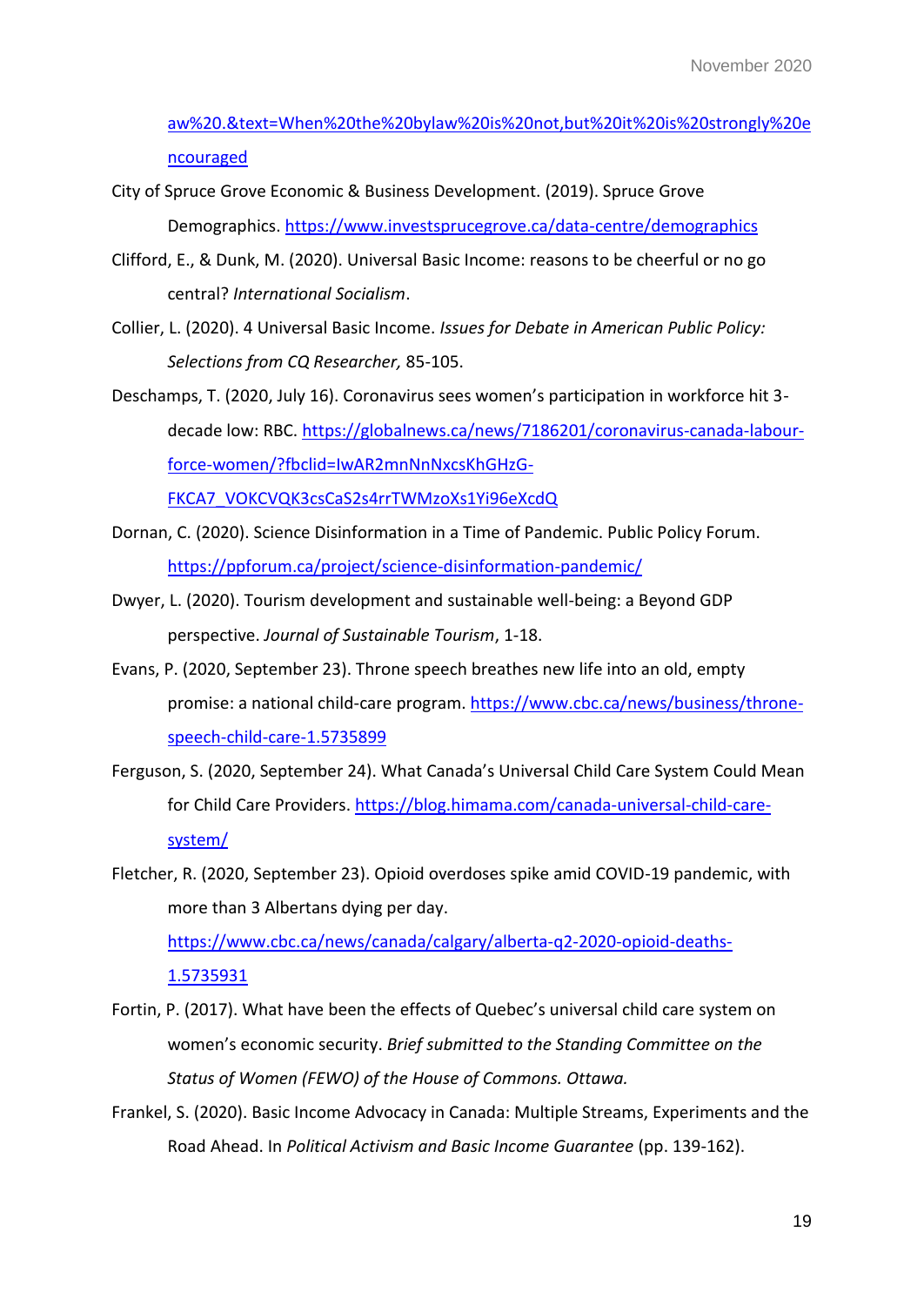aw%20.&text=When%20the%20bylaw%20is%20not,but%20it%20is%20strongly%20encouraged

City of Spruce Grove Economic & Business Development. (2019). Spruce Grove Demographics. https://www.investsprucegrove.ca/data-centre/demographics

Clifford, E., & Dunk, M. (2020). Universal Basic Income: reasons to be cheerful or no go central? *International Socialism*.

Collier, L. (2020). 4 Universal Basic Income. *Issues for Debate in American Public Policy: Selections from CQ Researcher,* 85-105.

Deschamps, T. (2020, July 16). Coronavirus sees women's participation in workforce hit 3-decade low: RBC. https://globalnews.ca/news/7186201/coronavirus-canada-labour-force-women/?fbclid=IwAR2mnNnNxcsKhGHzG-FKCA7_VOKCVQK3csCaS2s4rrTWMzoXs1Yi96eXcdQ

Dornan, C. (2020). Science Disinformation in a Time of Pandemic. Public Policy Forum. https://ppforum.ca/project/science-disinformation-pandemic/

Dwyer, L. (2020). Tourism development and sustainable well-being: a Beyond GDP perspective. *Journal of Sustainable Tourism*, 1-18.

Evans, P. (2020, September 23). Throne speech breathes new life into an old, empty promise: a national child-care program. https://www.cbc.ca/news/business/throne-speech-child-care-1.5735899

Ferguson, S. (2020, September 24). What Canada's Universal Child Care System Could Mean for Child Care Providers. https://blog.himama.com/canada-universal-child-care-system/

Fletcher, R. (2020, September 23). Opioid overdoses spike amid COVID-19 pandemic, with more than 3 Albertans dying per day. https://www.cbc.ca/news/canada/calgary/alberta-q2-2020-opioid-deaths-1.5735931

Fortin, P. (2017). What have been the effects of Quebec's universal child care system on women's economic security. *Brief submitted to the Standing Committee on the Status of Women (FEWO) of the House of Commons. Ottawa.*

Frankel, S. (2020). Basic Income Advocacy in Canada: Multiple Streams, Experiments and the Road Ahead. In *Political Activism and Basic Income Guarantee* (pp. 139-162).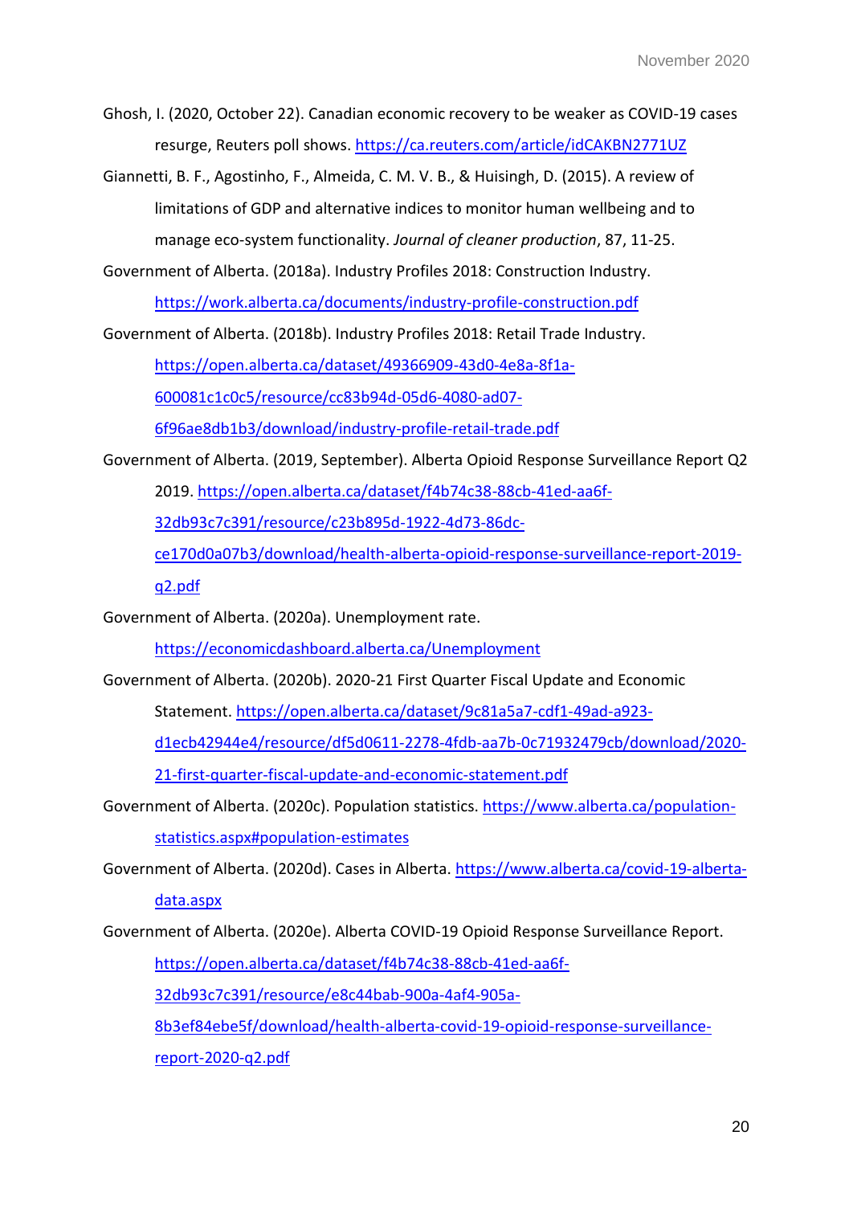Ghosh, I. (2020, October 22). Canadian economic recovery to be weaker as COVID-19 cases resurge, Reuters poll shows. https://ca.reuters.com/article/idCAKBN2771UZ

Giannetti, B. F., Agostinho, F., Almeida, C. M. V. B., & Huisingh, D. (2015). A review of limitations of GDP and alternative indices to monitor human wellbeing and to manage eco-system functionality. *Journal of cleaner production*, 87, 11-25.

Government of Alberta. (2018a). Industry Profiles 2018: Construction Industry. https://work.alberta.ca/documents/industry-profile-construction.pdf

Government of Alberta. (2018b). Industry Profiles 2018: Retail Trade Industry. https://open.alberta.ca/dataset/49366909-43d0-4e8a-8f1a-600081c1c0c5/resource/cc83b94d-05d6-4080-ad07-6f96ae8db1b3/download/industry-profile-retail-trade.pdf

Government of Alberta. (2019, September). Alberta Opioid Response Surveillance Report Q2 2019. https://open.alberta.ca/dataset/f4b74c38-88cb-41ed-aa6f-32db93c7c391/resource/c23b895d-1922-4d73-86dc-ce170d0a07b3/download/health-alberta-opioid-response-surveillance-report-2019-q2.pdf

Government of Alberta. (2020a). Unemployment rate. https://economicdashboard.alberta.ca/Unemployment

Government of Alberta. (2020b). 2020-21 First Quarter Fiscal Update and Economic Statement. https://open.alberta.ca/dataset/9c81a5a7-cdf1-49ad-a923-d1ecb42944e4/resource/df5d0611-2278-4fdb-aa7b-0c71932479cb/download/2020-21-first-quarter-fiscal-update-and-economic-statement.pdf

Government of Alberta. (2020c). Population statistics. https://www.alberta.ca/population-statistics.aspx#population-estimates

Government of Alberta. (2020d). Cases in Alberta. https://www.alberta.ca/covid-19-alberta-data.aspx

Government of Alberta. (2020e). Alberta COVID-19 Opioid Response Surveillance Report. https://open.alberta.ca/dataset/f4b74c38-88cb-41ed-aa6f-32db93c7c391/resource/e8c44bab-900a-4af4-905a-8b3ef84ebe5f/download/health-alberta-covid-19-opioid-response-surveillance-report-2020-q2.pdf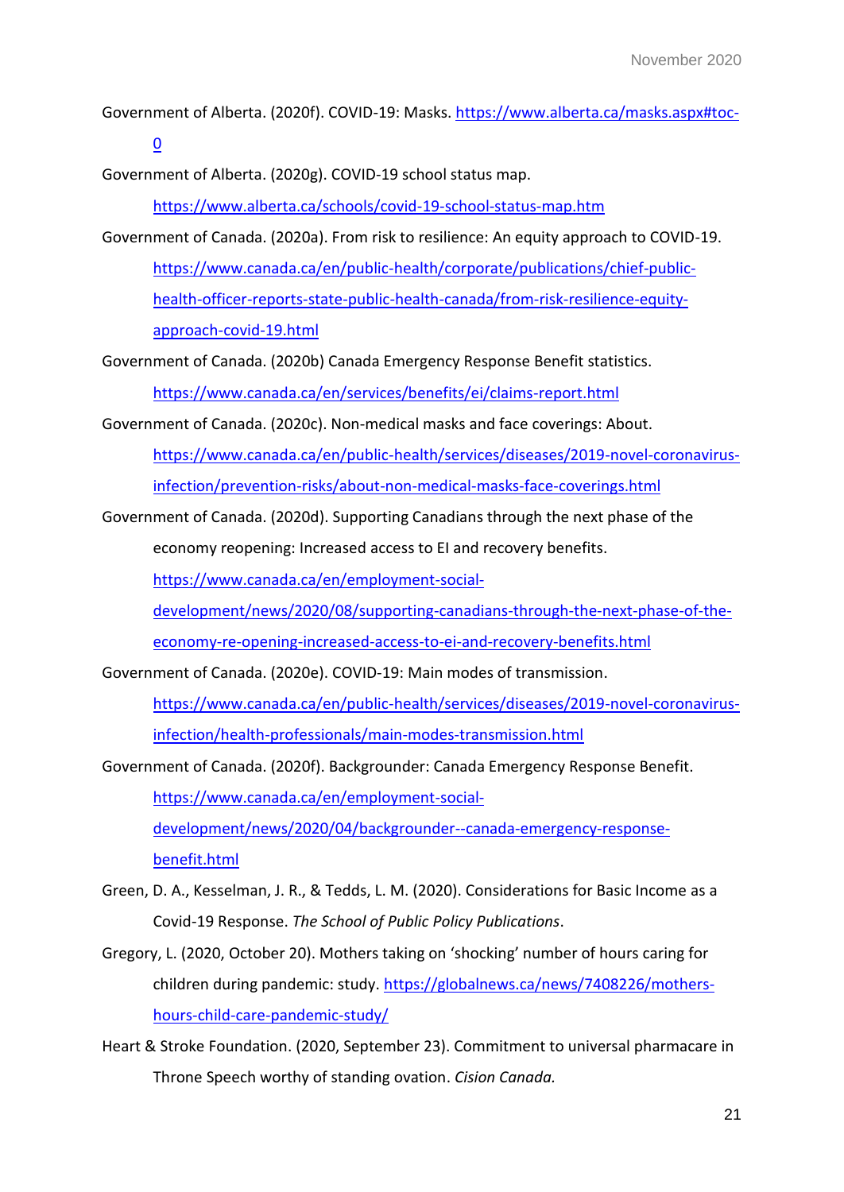Government of Alberta. (2020f). COVID-19: Masks. https://www.alberta.ca/masks.aspx#toc-0

Government of Alberta. (2020g). COVID-19 school status map. https://www.alberta.ca/schools/covid-19-school-status-map.htm

Government of Canada. (2020a). From risk to resilience: An equity approach to COVID-19. https://www.canada.ca/en/public-health/corporate/publications/chief-public-health-officer-reports-state-public-health-canada/from-risk-resilience-equity-approach-covid-19.html

Government of Canada. (2020b) Canada Emergency Response Benefit statistics. https://www.canada.ca/en/services/benefits/ei/claims-report.html

Government of Canada. (2020c). Non-medical masks and face coverings: About. https://www.canada.ca/en/public-health/services/diseases/2019-novel-coronavirus-infection/prevention-risks/about-non-medical-masks-face-coverings.html

Government of Canada. (2020d). Supporting Canadians through the next phase of the economy reopening: Increased access to EI and recovery benefits. https://www.canada.ca/en/employment-social-development/news/2020/08/supporting-canadians-through-the-next-phase-of-the-economy-re-opening-increased-access-to-ei-and-recovery-benefits.html

Government of Canada. (2020e). COVID-19: Main modes of transmission. https://www.canada.ca/en/public-health/services/diseases/2019-novel-coronavirus-infection/health-professionals/main-modes-transmission.html

Government of Canada. (2020f). Backgrounder: Canada Emergency Response Benefit. https://www.canada.ca/en/employment-social-development/news/2020/04/backgrounder--canada-emergency-response-benefit.html

Green, D. A., Kesselman, J. R., & Tedds, L. M. (2020). Considerations for Basic Income as a Covid-19 Response. *The School of Public Policy Publications*.

Gregory, L. (2020, October 20). Mothers taking on 'shocking' number of hours caring for children during pandemic: study. https://globalnews.ca/news/7408226/mothers-hours-child-care-pandemic-study/

Heart & Stroke Foundation. (2020, September 23). Commitment to universal pharmacare in Throne Speech worthy of standing ovation. *Cision Canada.*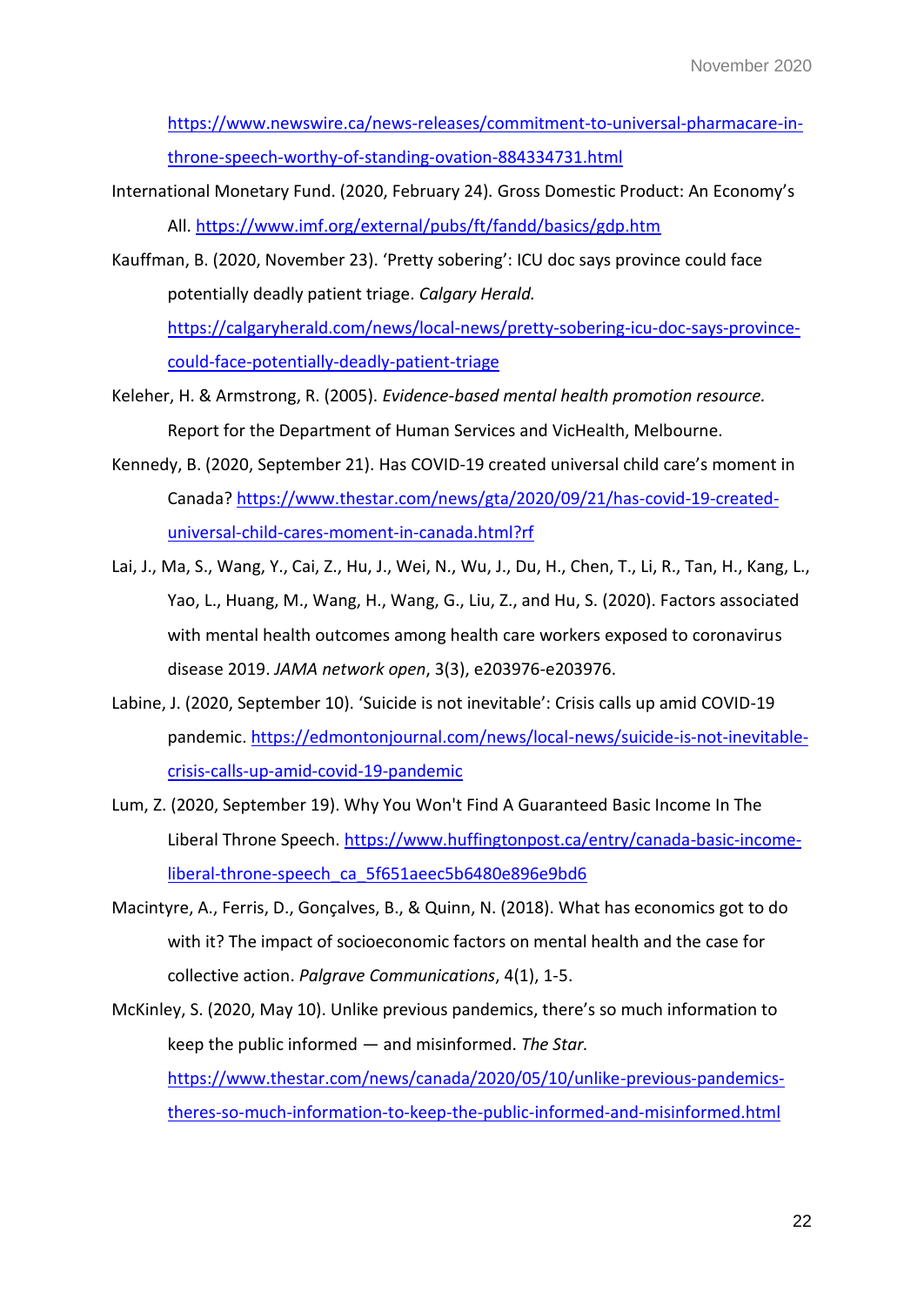https://www.newswire.ca/news-releases/commitment-to-universal-pharmacare-in-throne-speech-worthy-of-standing-ovation-884334731.html

International Monetary Fund. (2020, February 24). Gross Domestic Product: An Economy's All. https://www.imf.org/external/pubs/ft/fandd/basics/gdp.htm

Kauffman, B. (2020, November 23). 'Pretty sobering': ICU doc says province could face potentially deadly patient triage. *Calgary Herald.* https://calgaryherald.com/news/local-news/pretty-sobering-icu-doc-says-province-could-face-potentially-deadly-patient-triage

Keleher, H. & Armstrong, R. (2005). *Evidence-based mental health promotion resource.* Report for the Department of Human Services and VicHealth, Melbourne.

Kennedy, B. (2020, September 21). Has COVID-19 created universal child care's moment in Canada? https://www.thestar.com/news/gta/2020/09/21/has-covid-19-created-universal-child-cares-moment-in-canada.html?rf

Lai, J., Ma, S., Wang, Y., Cai, Z., Hu, J., Wei, N., Wu, J., Du, H., Chen, T., Li, R., Tan, H., Kang, L., Yao, L., Huang, M., Wang, H., Wang, G., Liu, Z., and Hu, S. (2020). Factors associated with mental health outcomes among health care workers exposed to coronavirus disease 2019. *JAMA network open*, 3(3), e203976-e203976.

Labine, J. (2020, September 10). 'Suicide is not inevitable': Crisis calls up amid COVID-19 pandemic. https://edmontonjournal.com/news/local-news/suicide-is-not-inevitable-crisis-calls-up-amid-covid-19-pandemic

Lum, Z. (2020, September 19). Why You Won't Find A Guaranteed Basic Income In The Liberal Throne Speech. https://www.huffingtonpost.ca/entry/canada-basic-income-liberal-throne-speech_ca_5f651aeec5b6480e896e9bd6

Macintyre, A., Ferris, D., Gonçalves, B., & Quinn, N. (2018). What has economics got to do with it? The impact of socioeconomic factors on mental health and the case for collective action. *Palgrave Communications*, 4(1), 1-5.

McKinley, S. (2020, May 10). Unlike previous pandemics, there's so much information to keep the public informed — and misinformed. *The Star.* https://www.thestar.com/news/canada/2020/05/10/unlike-previous-pandemics-theres-so-much-information-to-keep-the-public-informed-and-misinformed.html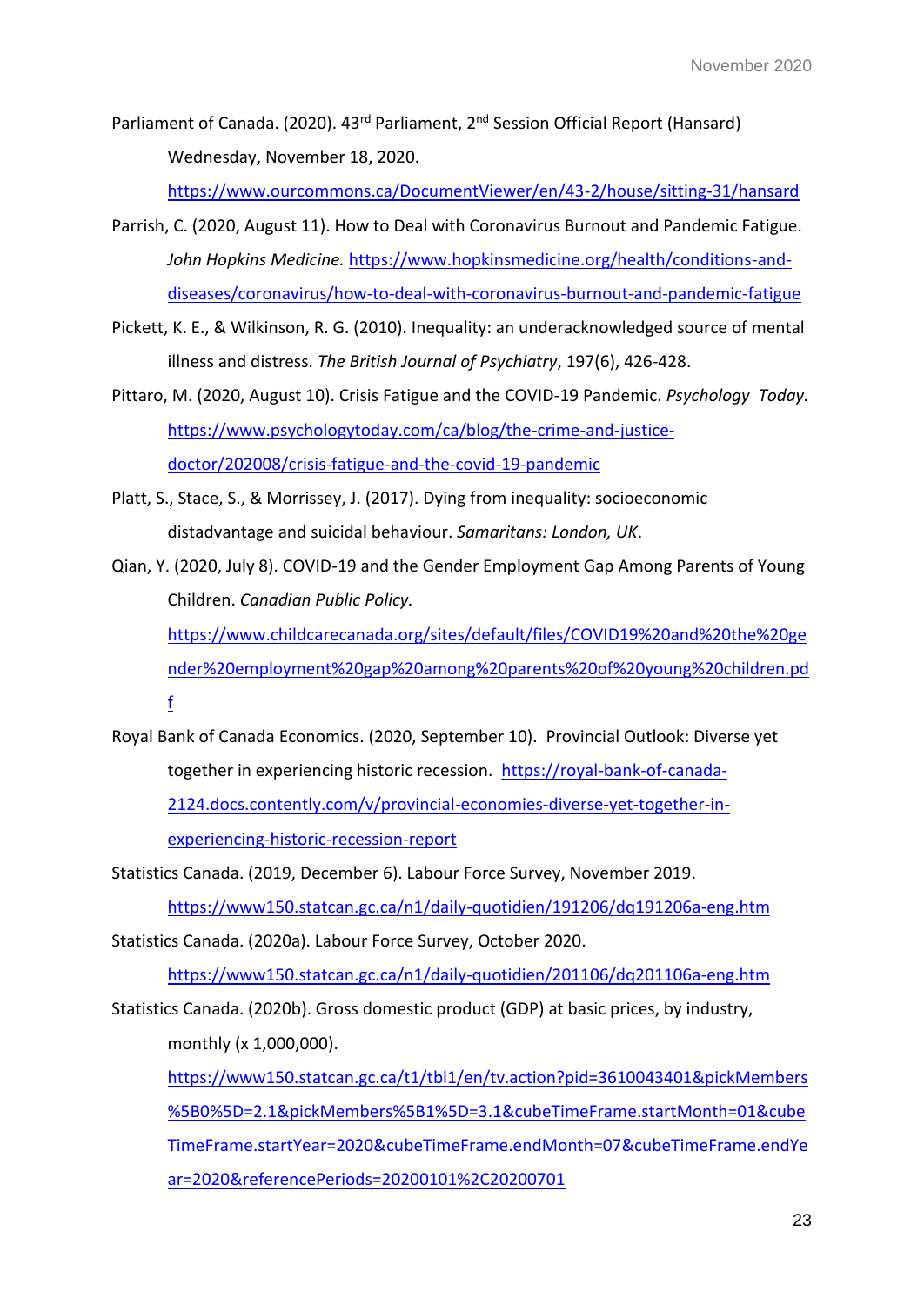Parliament of Canada. (2020). 43rd Parliament, 2nd Session Official Report (Hansard) Wednesday, November 18, 2020. https://www.ourcommons.ca/DocumentViewer/en/43-2/house/sitting-31/hansard

Parrish, C. (2020, August 11). How to Deal with Coronavirus Burnout and Pandemic Fatigue. *John Hopkins Medicine.* https://www.hopkinsmedicine.org/health/conditions-and-diseases/coronavirus/how-to-deal-with-coronavirus-burnout-and-pandemic-fatigue

Pickett, K. E., & Wilkinson, R. G. (2010). Inequality: an underacknowledged source of mental illness and distress. *The British Journal of Psychiatry*, 197(6), 426-428.

Pittaro, M. (2020, August 10). Crisis Fatigue and the COVID-19 Pandemic. *Psychology Today.* https://www.psychologytoday.com/ca/blog/the-crime-and-justice-doctor/202008/crisis-fatigue-and-the-covid-19-pandemic

Platt, S., Stace, S., & Morrissey, J. (2017). Dying from inequality: socioeconomic distadvantage and suicidal behaviour. *Samaritans: London, UK*.

Qian, Y. (2020, July 8). COVID-19 and the Gender Employment Gap Among Parents of Young Children. *Canadian Public Policy.* https://www.childcarecanada.org/sites/default/files/COVID19%20and%20the%20gender%20employment%20gap%20among%20parents%20of%20young%20children.pdf

Royal Bank of Canada Economics. (2020, September 10). Provincial Outlook: Diverse yet together in experiencing historic recession. https://royal-bank-of-canada-2124.docs.contently.com/v/provincial-economies-diverse-yet-together-in-experiencing-historic-recession-report

Statistics Canada. (2019, December 6). Labour Force Survey, November 2019. https://www150.statcan.gc.ca/n1/daily-quotidien/191206/dq191206a-eng.htm

Statistics Canada. (2020a). Labour Force Survey, October 2020. https://www150.statcan.gc.ca/n1/daily-quotidien/201106/dq201106a-eng.htm

Statistics Canada. (2020b). Gross domestic product (GDP) at basic prices, by industry, monthly (x 1,000,000). https://www150.statcan.gc.ca/t1/tbl1/en/tv.action?pid=3610043401&pickMembers%5B0%5D=2.1&pickMembers%5B1%5D=3.1&cubeTimeFrame.startMonth=01&cubeTimeFrame.startYear=2020&cubeTimeFrame.endMonth=07&cubeTimeFrame.endYear=2020&referencePeriods=20200101%2C20200701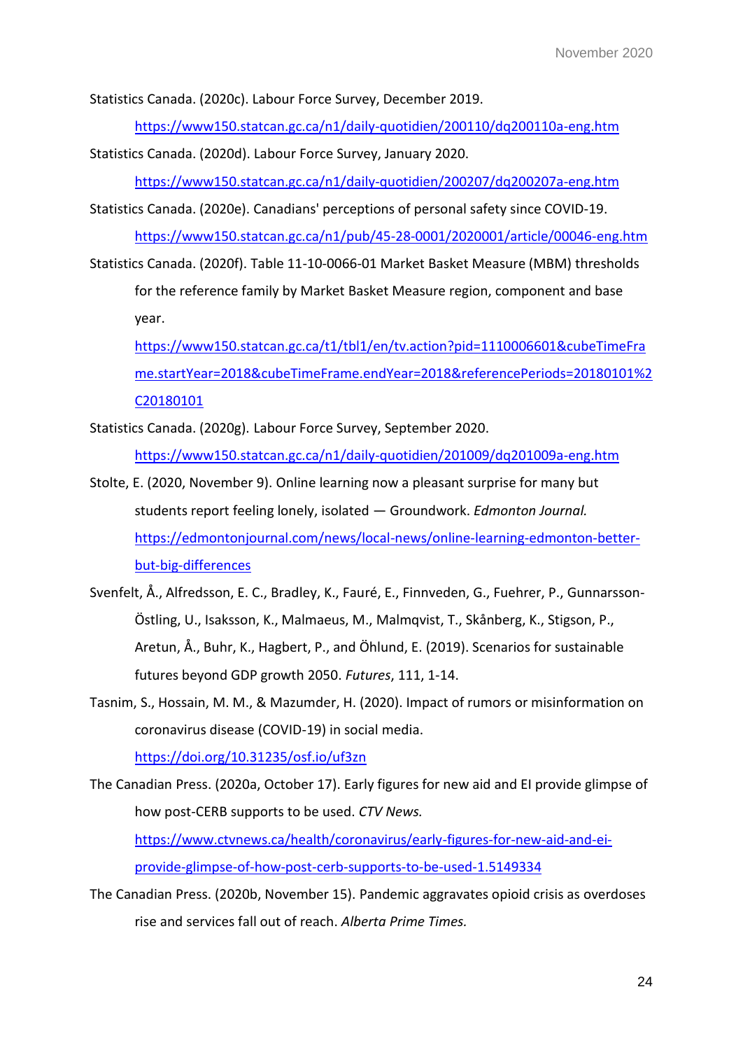Statistics Canada. (2020c). Labour Force Survey, December 2019. https://www150.statcan.gc.ca/n1/daily-quotidien/200110/dq200110a-eng.htm

Statistics Canada. (2020d). Labour Force Survey, January 2020. https://www150.statcan.gc.ca/n1/daily-quotidien/200207/dq200207a-eng.htm

Statistics Canada. (2020e). Canadians' perceptions of personal safety since COVID-19. https://www150.statcan.gc.ca/n1/pub/45-28-0001/2020001/article/00046-eng.htm

Statistics Canada. (2020f). Table 11-10-0066-01 Market Basket Measure (MBM) thresholds for the reference family by Market Basket Measure region, component and base year. https://www150.statcan.gc.ca/t1/tbl1/en/tv.action?pid=1110006601&cubeTimeFrame.startYear=2018&cubeTimeFrame.endYear=2018&referencePeriods=20180101%2C20180101

Statistics Canada. (2020g). Labour Force Survey, September 2020. https://www150.statcan.gc.ca/n1/daily-quotidien/201009/dq201009a-eng.htm

Stolte, E. (2020, November 9). Online learning now a pleasant surprise for many but students report feeling lonely, isolated — Groundwork. *Edmonton Journal.* https://edmontonjournal.com/news/local-news/online-learning-edmonton-better-but-big-differences

Svenfelt, Å., Alfredsson, E. C., Bradley, K., Fauré, E., Finnveden, G., Fuehrer, P., Gunnarsson-Östling, U., Isaksson, K., Malmaeus, M., Malmqvist, T., Skånberg, K., Stigson, P., Aretun, Å., Buhr, K., Hagbert, P., and Öhlund, E. (2019). Scenarios for sustainable futures beyond GDP growth 2050. *Futures*, 111, 1-14.

Tasnim, S., Hossain, M. M., & Mazumder, H. (2020). Impact of rumors or misinformation on coronavirus disease (COVID-19) in social media. https://doi.org/10.31235/osf.io/uf3zn

The Canadian Press. (2020a, October 17). Early figures for new aid and EI provide glimpse of how post-CERB supports to be used. *CTV News.* https://www.ctvnews.ca/health/coronavirus/early-figures-for-new-aid-and-ei-provide-glimpse-of-how-post-cerb-supports-to-be-used-1.5149334

The Canadian Press. (2020b, November 15). Pandemic aggravates opioid crisis as overdoses rise and services fall out of reach. *Alberta Prime Times.*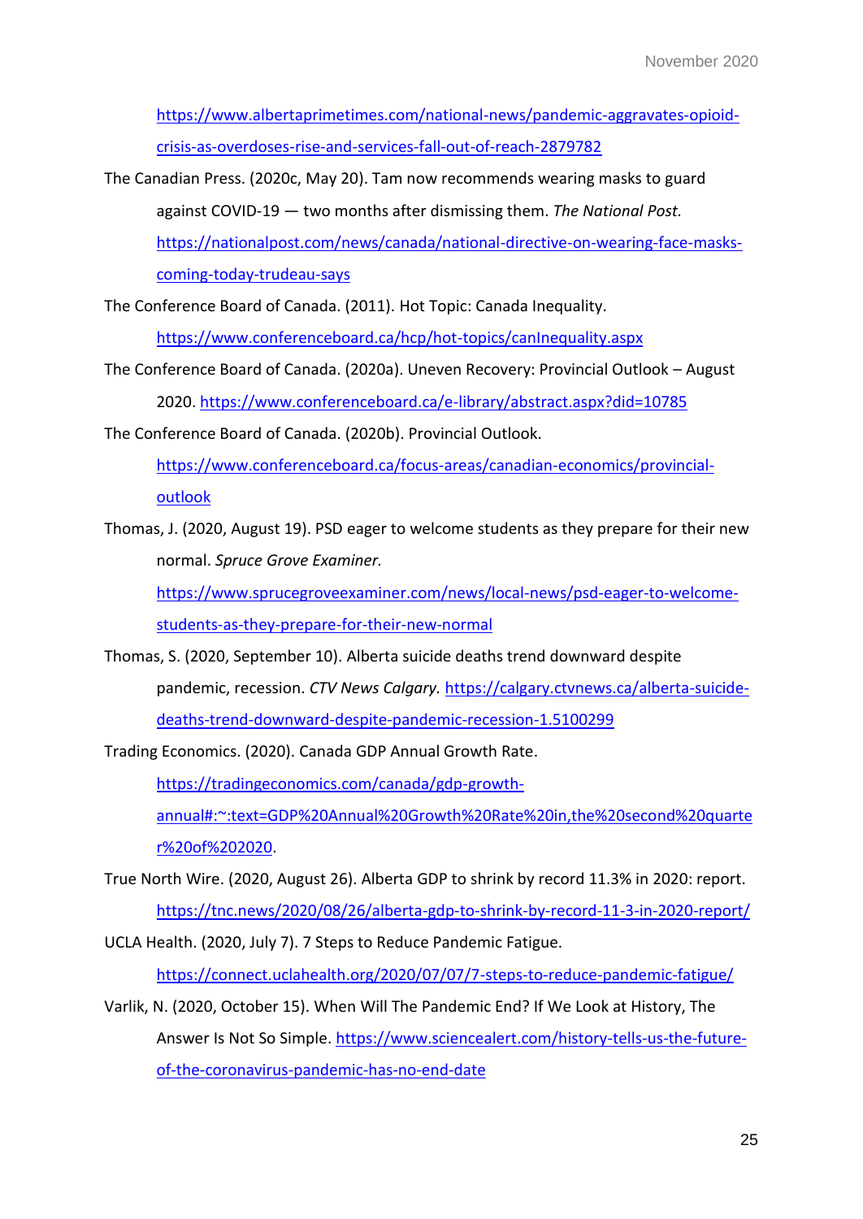https://www.albertaprimetimes.com/national-news/pandemic-aggravates-opioid-crisis-as-overdoses-rise-and-services-fall-out-of-reach-2879782

The Canadian Press. (2020c, May 20). Tam now recommends wearing masks to guard against COVID-19 — two months after dismissing them. *The National Post.* https://nationalpost.com/news/canada/national-directive-on-wearing-face-masks-coming-today-trudeau-says

The Conference Board of Canada. (2011). Hot Topic: Canada Inequality. https://www.conferenceboard.ca/hcp/hot-topics/canInequality.aspx

The Conference Board of Canada. (2020a). Uneven Recovery: Provincial Outlook – August 2020. https://www.conferenceboard.ca/e-library/abstract.aspx?did=10785

The Conference Board of Canada. (2020b). Provincial Outlook. https://www.conferenceboard.ca/focus-areas/canadian-economics/provincial-outlook

Thomas, J. (2020, August 19). PSD eager to welcome students as they prepare for their new normal. *Spruce Grove Examiner.* https://www.sprucegroveexaminer.com/news/local-news/psd-eager-to-welcome-students-as-they-prepare-for-their-new-normal

Thomas, S. (2020, September 10). Alberta suicide deaths trend downward despite pandemic, recession. *CTV News Calgary.* https://calgary.ctvnews.ca/alberta-suicide-deaths-trend-downward-despite-pandemic-recession-1.5100299

Trading Economics. (2020). Canada GDP Annual Growth Rate. https://tradingeconomics.com/canada/gdp-growth-annual#:~:text=GDP%20Annual%20Growth%20Rate%20in,the%20second%20quarter%20of%202020.

True North Wire. (2020, August 26). Alberta GDP to shrink by record 11.3% in 2020: report. https://tnc.news/2020/08/26/alberta-gdp-to-shrink-by-record-11-3-in-2020-report/

UCLA Health. (2020, July 7). 7 Steps to Reduce Pandemic Fatigue. https://connect.uclahealth.org/2020/07/07/7-steps-to-reduce-pandemic-fatigue/

Varlik, N. (2020, October 15). When Will The Pandemic End? If We Look at History, The Answer Is Not So Simple. https://www.sciencealert.com/history-tells-us-the-future-of-the-coronavirus-pandemic-has-no-end-date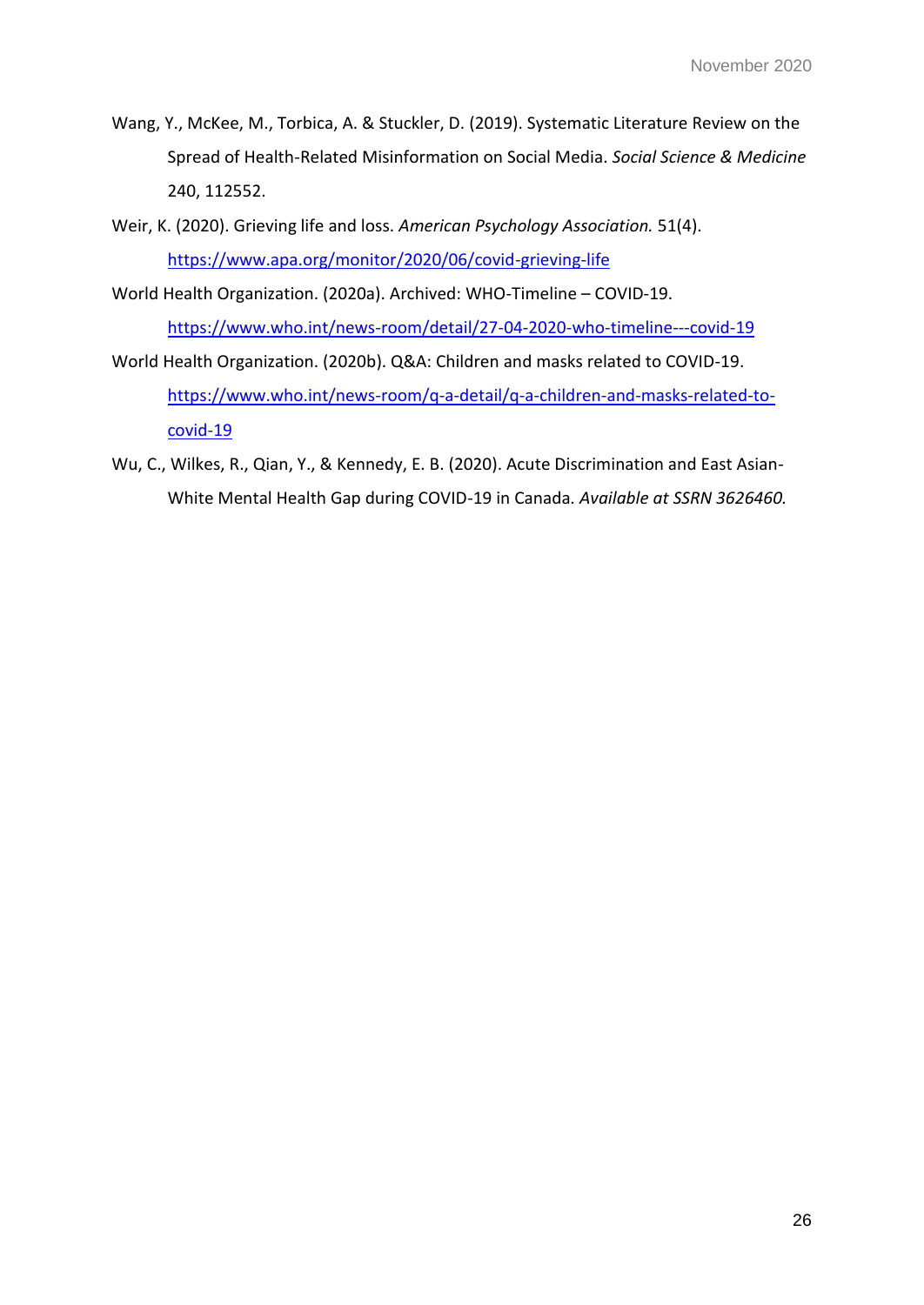Wang, Y., McKee, M., Torbica, A. & Stuckler, D. (2019). Systematic Literature Review on the Spread of Health-Related Misinformation on Social Media. *Social Science & Medicine* 240, 112552.

Weir, K. (2020). Grieving life and loss. *American Psychology Association.* 51(4). https://www.apa.org/monitor/2020/06/covid-grieving-life

World Health Organization. (2020a). Archived: WHO-Timeline – COVID-19. https://www.who.int/news-room/detail/27-04-2020-who-timeline---covid-19

World Health Organization. (2020b). Q&A: Children and masks related to COVID-19. https://www.who.int/news-room/q-a-detail/q-a-children-and-masks-related-to-covid-19

Wu, C., Wilkes, R., Qian, Y., & Kennedy, E. B. (2020). Acute Discrimination and East Asian-White Mental Health Gap during COVID-19 in Canada. *Available at SSRN 3626460.*